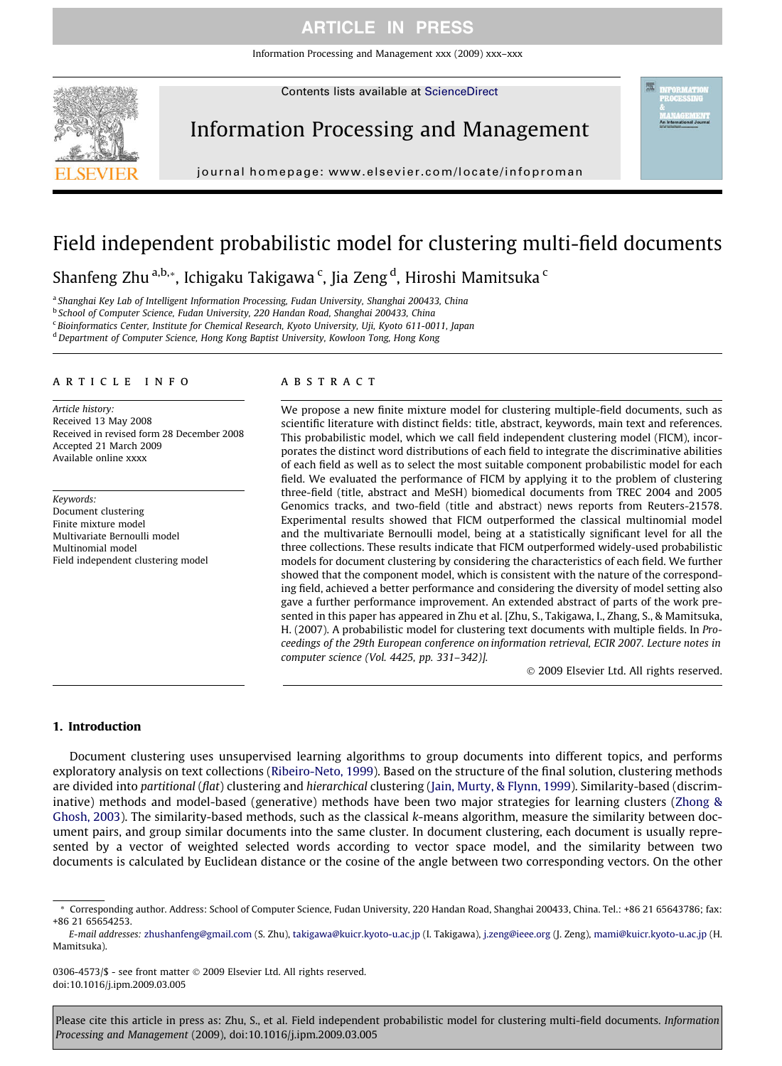# Field independent probabilistic model for clustering multi-field documents

Shanfeng Zhu [a,b,*], Ichigaku Takigawa [c], Jia Zeng [d], Hiroshi Mamitsuka [c]

[a] Shanghai Key Lab of Intelligent Information Processing, Fudan University, Shanghai 200433, China
[b] School of Computer Science, Fudan University, 220 Handan Road, Shanghai 200433, China
[c] Bioinformatics Center, Institute for Chemical Research, Kyoto University, Uji, Kyoto 611-0011, Japan
[d] Department of Computer Science, Hong Kong Baptist University, Kowloon Tong, Hong Kong

## ARTICLE INFO

*Article history:*
Received 13 May 2008
Received in revised form 28 December 2008
Accepted 21 March 2009
Available online xxxx

*Keywords:*
Document clustering
Finite mixture model
Multivariate Bernoulli model
Multinomial model
Field independent clustering model

## ABSTRACT

We propose a new finite mixture model for clustering multiple-field documents, such as scientific literature with distinct fields: title, abstract, keywords, main text and references. This probabilistic model, which we call field independent clustering model (FICM), incorporates the distinct word distributions of each field to integrate the discriminative abilities of each field as well as to select the most suitable component probabilistic model for each field. We evaluated the performance of FICM by applying it to the problem of clustering three-field (title, abstract and MeSH) biomedical documents from TREC 2004 and 2005 Genomics tracks, and two-field (title and abstract) news reports from Reuters-21578. Experimental results showed that FICM outperformed the classical multinomial model and the multivariate Bernoulli model, being at a statistically significant level for all the three collections. These results indicate that FICM outperformed widely-used probabilistic models for document clustering by considering the characteristics of each field. We further showed that the component model, which is consistent with the nature of the corresponding field, achieved a better performance and considering the diversity of model setting also gave a further performance improvement. An extended abstract of parts of the work presented in this paper has appeared in Zhu et al. [Zhu, S., Takigawa, I., Zhang, S., & Mamitsuka, H. (2007). A probabilistic model for clustering text documents with multiple fields. In *Proceedings of the 29th European conference on information retrieval, ECIR 2007. Lecture notes in computer science (Vol. 4425, pp. 331–342)*].

© 2009 Elsevier Ltd. All rights reserved.

## 1. Introduction

Document clustering uses unsupervised learning algorithms to group documents into different topics, and performs exploratory analysis on text collections (Ribeiro-Neto, 1999). Based on the structure of the final solution, clustering methods are divided into *partitional* (*flat*) clustering and *hierarchical* clustering (Jain, Murty, & Flynn, 1999). Similarity-based (discriminative) methods and model-based (generative) methods have been two major strategies for learning clusters (Zhong & Ghosh, 2003). The similarity-based methods, such as the classical *k*-means algorithm, measure the similarity between document pairs, and group similar documents into the same cluster. In document clustering, each document is usually represented by a vector of weighted selected words according to vector space model, and the similarity between two documents is calculated by Euclidean distance or the cosine of the angle between two corresponding vectors. On the other

\* Corresponding author. Address: School of Computer Science, Fudan University, 220 Handan Road, Shanghai 200433, China. Tel.: +86 21 65643786; fax: +86 21 65654253.

*E-mail addresses:* zhushanfeng@gmail.com (S. Zhu), takigawa@kuicr.kyoto-u.ac.jp (I. Takigawa), j.zeng@ieee.org (J. Zeng), mami@kuicr.kyoto-u.ac.jp (H. Mamitsuka).

0306-4573/$ - see front matter © 2009 Elsevier Ltd. All rights reserved.
doi:10.1016/j.ipm.2009.03.005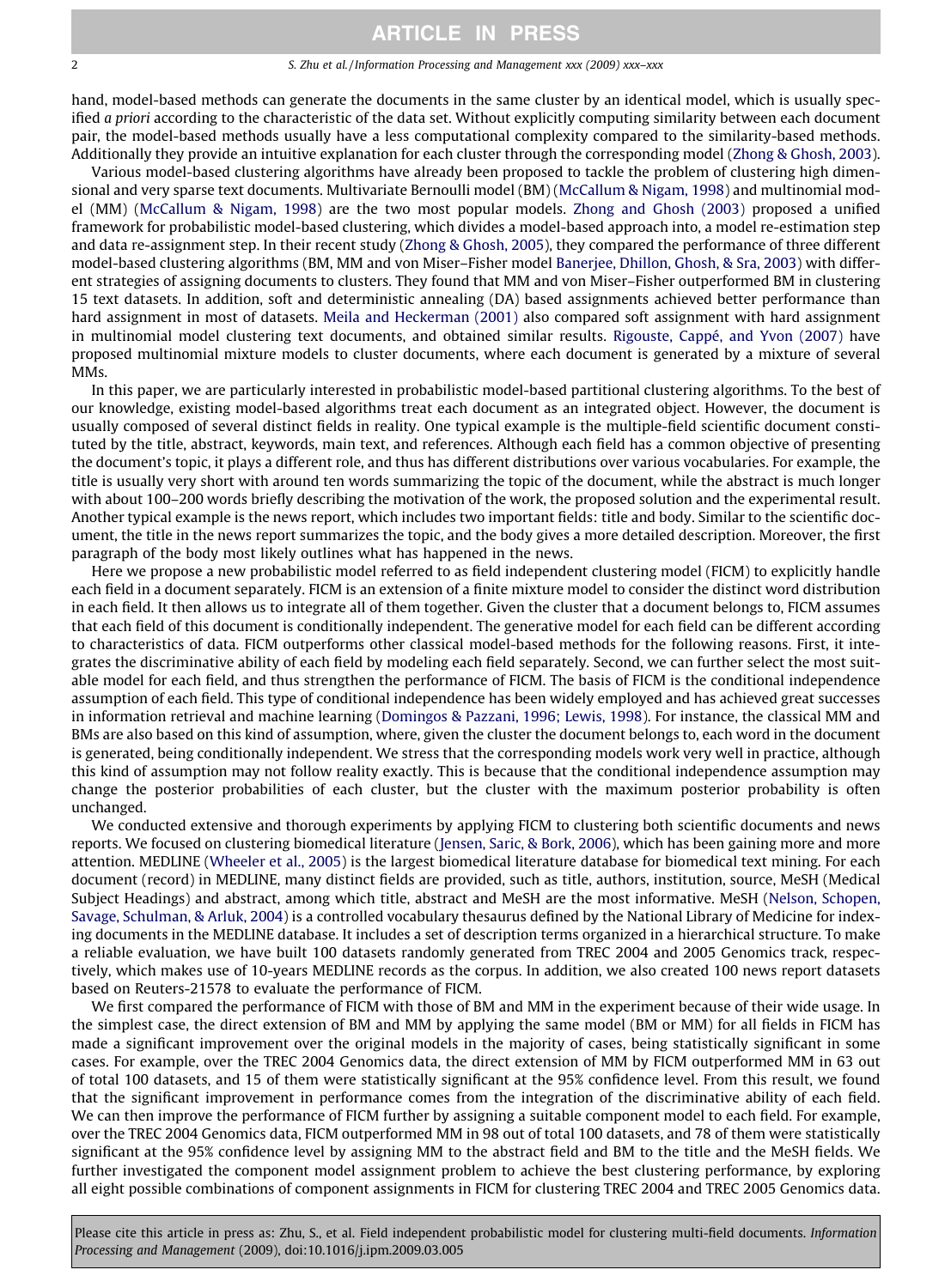hand, model-based methods can generate the documents in the same cluster by an identical model, which is usually specified *a priori* according to the characteristic of the data set. Without explicitly computing similarity between each document pair, the model-based methods usually have a less computational complexity compared to the similarity-based methods. Additionally they provide an intuitive explanation for each cluster through the corresponding model (Zhong & Ghosh, 2003).

Various model-based clustering algorithms have already been proposed to tackle the problem of clustering high dimensional and very sparse text documents. Multivariate Bernoulli model (BM) (McCallum & Nigam, 1998) and multinomial model (MM) (McCallum & Nigam, 1998) are the two most popular models. Zhong and Ghosh (2003) proposed a unified framework for probabilistic model-based clustering, which divides a model-based approach into, a model re-estimation step and data re-assignment step. In their recent study (Zhong & Ghosh, 2005), they compared the performance of three different model-based clustering algorithms (BM, MM and von Miser–Fisher model Banerjee, Dhillon, Ghosh, & Sra, 2003) with different strategies of assigning documents to clusters. They found that MM and von Miser–Fisher outperformed BM in clustering 15 text datasets. In addition, soft and deterministic annealing (DA) based assignments achieved better performance than hard assignment in most of datasets. Meila and Heckerman (2001) also compared soft assignment with hard assignment in multinomial model clustering text documents, and obtained similar results. Rigouste, Cappé, and Yvon (2007) have proposed multinomial mixture models to cluster documents, where each document is generated by a mixture of several MMs.

In this paper, we are particularly interested in probabilistic model-based partitional clustering algorithms. To the best of our knowledge, existing model-based algorithms treat each document as an integrated object. However, the document is usually composed of several distinct fields in reality. One typical example is the multiple-field scientific document constituted by the title, abstract, keywords, main text, and references. Although each field has a common objective of presenting the document's topic, it plays a different role, and thus has different distributions over various vocabularies. For example, the title is usually very short with around ten words summarizing the topic of the document, while the abstract is much longer with about 100–200 words briefly describing the motivation of the work, the proposed solution and the experimental result. Another typical example is the news report, which includes two important fields: title and body. Similar to the scientific document, the title in the news report summarizes the topic, and the body gives a more detailed description. Moreover, the first paragraph of the body most likely outlines what has happened in the news.

Here we propose a new probabilistic model referred to as field independent clustering model (FICM) to explicitly handle each field in a document separately. FICM is an extension of a finite mixture model to consider the distinct word distribution in each field. It then allows us to integrate all of them together. Given the cluster that a document belongs to, FICM assumes that each field of this document is conditionally independent. The generative model for each field can be different according to characteristics of data. FICM outperforms other classical model-based methods for the following reasons. First, it integrates the discriminative ability of each field by modeling each field separately. Second, we can further select the most suitable model for each field, and thus strengthen the performance of FICM. The basis of FICM is the conditional independence assumption of each field. This type of conditional independence has been widely employed and has achieved great successes in information retrieval and machine learning (Domingos & Pazzani, 1996; Lewis, 1998). For instance, the classical MM and BMs are also based on this kind of assumption, where, given the cluster the document belongs to, each word in the document is generated, being conditionally independent. We stress that the corresponding models work very well in practice, although this kind of assumption may not follow reality exactly. This is because that the conditional independence assumption may change the posterior probabilities of each cluster, but the cluster with the maximum posterior probability is often unchanged.

We conducted extensive and thorough experiments by applying FICM to clustering both scientific documents and news reports. We focused on clustering biomedical literature (Jensen, Saric, & Bork, 2006), which has been gaining more and more attention. MEDLINE (Wheeler et al., 2005) is the largest biomedical literature database for biomedical text mining. For each document (record) in MEDLINE, many distinct fields are provided, such as title, authors, institution, source, MeSH (Medical Subject Headings) and abstract, among which title, abstract and MeSH are the most informative. MeSH (Nelson, Schopen, Savage, Schulman, & Arluk, 2004) is a controlled vocabulary thesaurus defined by the National Library of Medicine for indexing documents in the MEDLINE database. It includes a set of description terms organized in a hierarchical structure. To make a reliable evaluation, we have built 100 datasets randomly generated from TREC 2004 and 2005 Genomics track, respectively, which makes use of 10-years MEDLINE records as the corpus. In addition, we also created 100 news report datasets based on Reuters-21578 to evaluate the performance of FICM.

We first compared the performance of FICM with those of BM and MM in the experiment because of their wide usage. In the simplest case, the direct extension of BM and MM by applying the same model (BM or MM) for all fields in FICM has made a significant improvement over the original models in the majority of cases, being statistically significant in some cases. For example, over the TREC 2004 Genomics data, the direct extension of MM by FICM outperformed MM in 63 out of total 100 datasets, and 15 of them were statistically significant at the 95% confidence level. From this result, we found that the significant improvement in performance comes from the integration of the discriminative ability of each field. We can then improve the performance of FICM further by assigning a suitable component model to each field. For example, over the TREC 2004 Genomics data, FICM outperformed MM in 98 out of total 100 datasets, and 78 of them were statistically significant at the 95% confidence level by assigning MM to the abstract field and BM to the title and the MeSH fields. We further investigated the component model assignment problem to achieve the best clustering performance, by exploring all eight possible combinations of component assignments in FICM for clustering TREC 2004 and TREC 2005 Genomics data.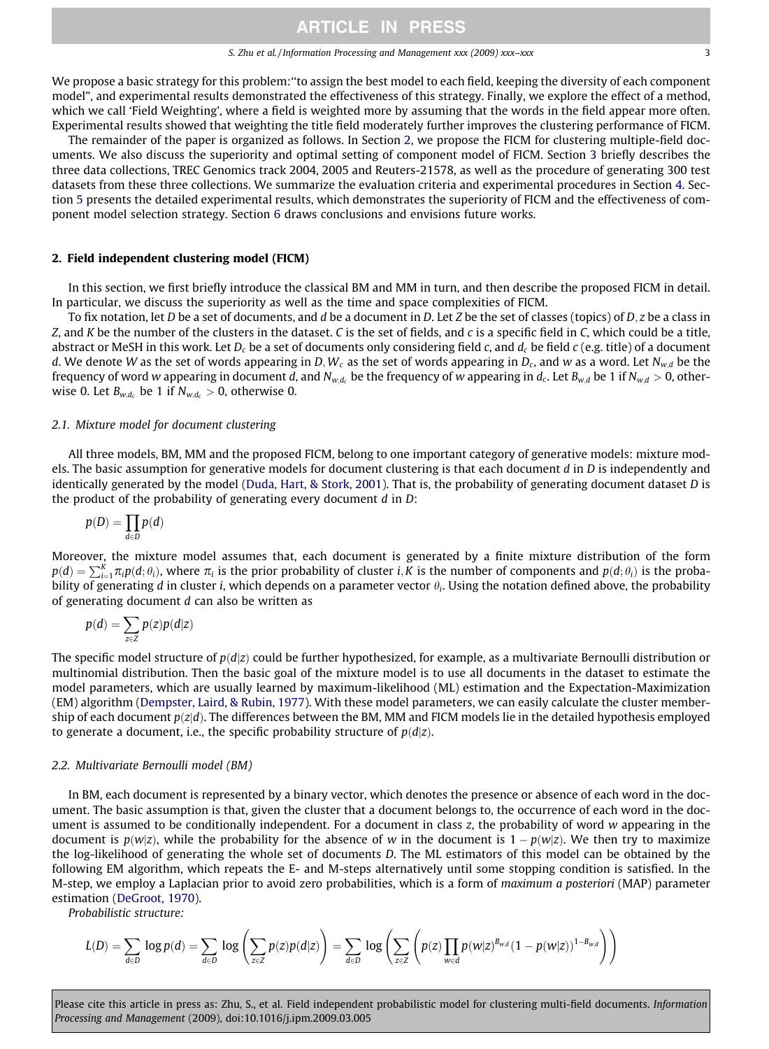We propose a basic strategy for this problem:"to assign the best model to each field, keeping the diversity of each component model", and experimental results demonstrated the effectiveness of this strategy. Finally, we explore the effect of a method, which we call 'Field Weighting', where a field is weighted more by assuming that the words in the field appear more often. Experimental results showed that weighting the title field moderately further improves the clustering performance of FICM.

The remainder of the paper is organized as follows. In Section 2, we propose the FICM for clustering multiple-field documents. We also discuss the superiority and optimal setting of component model of FICM. Section 3 briefly describes the three data collections, TREC Genomics track 2004, 2005 and Reuters-21578, as well as the procedure of generating 300 test datasets from these three collections. We summarize the evaluation criteria and experimental procedures in Section 4. Section 5 presents the detailed experimental results, which demonstrates the superiority of FICM and the effectiveness of component model selection strategy. Section 6 draws conclusions and envisions future works.

## 2. Field independent clustering model (FICM)

In this section, we first briefly introduce the classical BM and MM in turn, and then describe the proposed FICM in detail. In particular, we discuss the superiority as well as the time and space complexities of FICM.

To fix notation, let $D$ be a set of documents, and $d$ be a document in $D$. Let $Z$ be the set of classes (topics) of $D$, $z$ be a class in $Z$, and $K$ be the number of the clusters in the dataset. $C$ is the set of fields, and $c$ is a specific field in $C$, which could be a title, abstract or MeSH in this work. Let $D_c$ be a set of documents only considering field $c$, and $d_c$ be field $c$ (e.g. title) of a document $d$. We denote $W$ as the set of words appearing in $D$, $W_c$ as the set of words appearing in $D_c$, and $w$ as a word. Let $N_{w,d}$ be the frequency of word $w$ appearing in document $d$, and $N_{w,d_c}$ be the frequency of $w$ appearing in $d_c$. Let $B_{w,d}$ be 1 if $N_{w,d} > 0$, otherwise 0. Let $B_{w,d_c}$ be 1 if $N_{w,d_c} > 0$, otherwise 0.

### 2.1. Mixture model for document clustering

All three models, BM, MM and the proposed FICM, belong to one important category of generative models: mixture models. The basic assumption for generative models for document clustering is that each document $d$ in $D$ is independently and identically generated by the model (Duda, Hart, & Stork, 2001). That is, the probability of generating document dataset $D$ is the product of the probability of generating every document $d$ in $D$:

$$p(D) = \prod_{d \in D} p(d)$$

Moreover, the mixture model assumes that, each document is generated by a finite mixture distribution of the form $p(d) = \sum_{i=1}^{K} \pi_i p(d;\theta_i)$, where $\pi_i$ is the prior probability of cluster $i$, $K$ is the number of components and $p(d;\theta_i)$ is the probability of generating $d$ in cluster $i$, which depends on a parameter vector $\theta_i$. Using the notation defined above, the probability of generating document $d$ can also be written as

$$p(d) = \sum_{z \in Z} p(z)p(d|z)$$

The specific model structure of $p(d|z)$ could be further hypothesized, for example, as a multivariate Bernoulli distribution or multinomial distribution. Then the basic goal of the mixture model is to use all documents in the dataset to estimate the model parameters, which are usually learned by maximum-likelihood (ML) estimation and the Expectation-Maximization (EM) algorithm (Dempster, Laird, & Rubin, 1977). With these model parameters, we can easily calculate the cluster membership of each document $p(z|d)$. The differences between the BM, MM and FICM models lie in the detailed hypothesis employed to generate a document, i.e., the specific probability structure of $p(d|z)$.

### 2.2. Multivariate Bernoulli model (BM)

In BM, each document is represented by a binary vector, which denotes the presence or absence of each word in the document. The basic assumption is that, given the cluster that a document belongs to, the occurrence of each word in the document is assumed to be conditionally independent. For a document in class $z$, the probability of word $w$ appearing in the document is $p(w|z)$, while the probability for the absence of $w$ in the document is $1 - p(w|z)$. We then try to maximize the log-likelihood of generating the whole set of documents $D$. The ML estimators of this model can be obtained by the following EM algorithm, which repeats the E- and M-steps alternatively until some stopping condition is satisfied. In the M-step, we employ a Laplacian prior to avoid zero probabilities, which is a form of *maximum a posteriori* (MAP) parameter estimation (DeGroot, 1970).

*Probabilistic structure:*

$$L(D) = \sum_{d \in D} \log p(d) = \sum_{d \in D} \log \left( \sum_{z \in Z} p(z)p(d|z) \right) = \sum_{d \in D} \log \left( \sum_{z \in Z} \left( p(z) \prod_{w \in d} p(w|z)^{B_{w,d}} (1 - p(w|z))^{1 - B_{w,d}} \right) \right)$$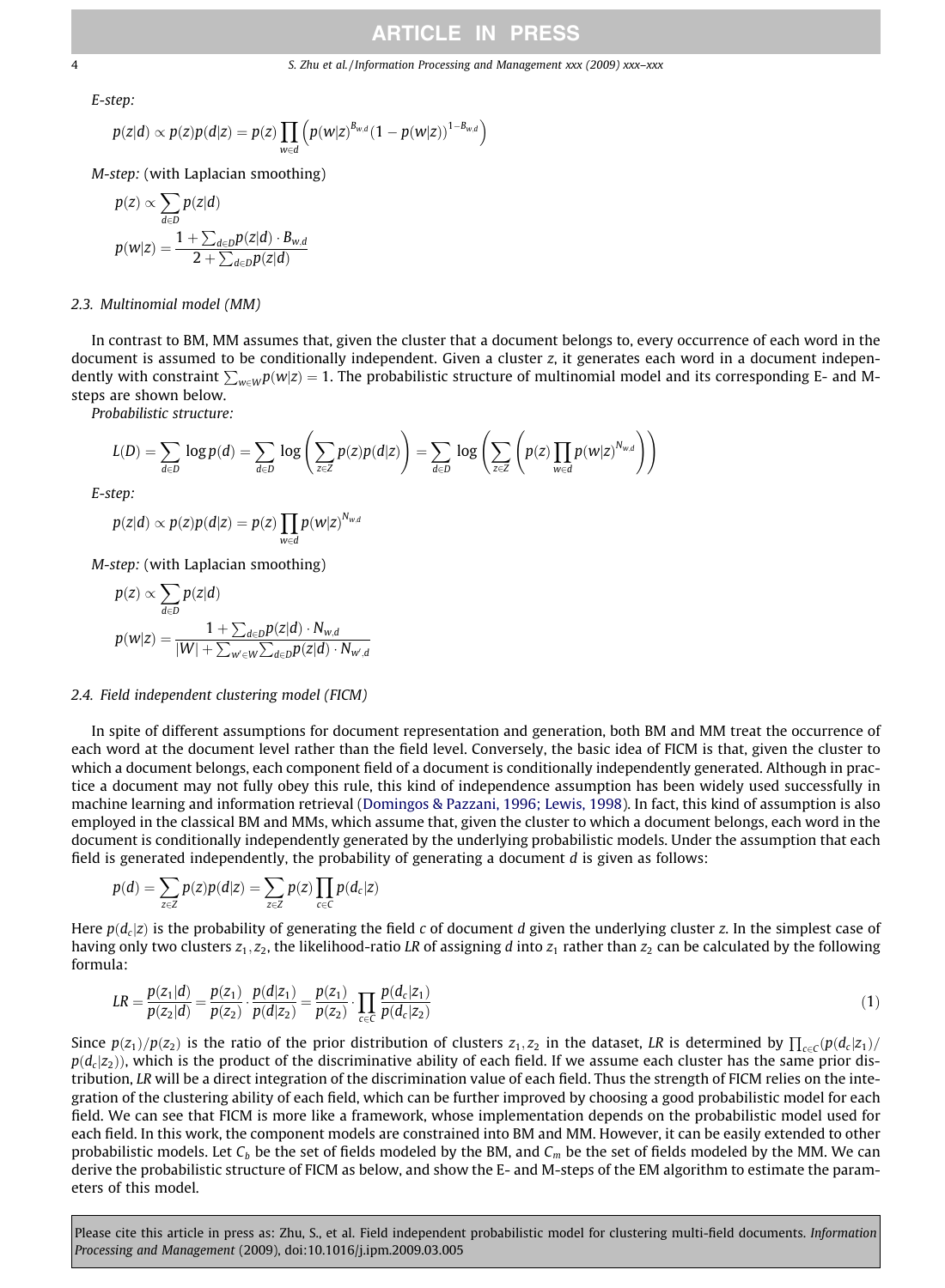*E-step:*

$$p(z|d) \propto p(z)p(d|z) = p(z)\prod_{w\in d}\left(p(w|z)^{B_{w,d}}(1-p(w|z))^{1-B_{w,d}}\right)$$

*M-step:* (with Laplacian smoothing)

$$p(z) \propto \sum_{d\in D} p(z|d)$$

$$p(w|z) = \frac{1+\sum_{d\in D}p(z|d)\cdot B_{w,d}}{2+\sum_{d\in D}p(z|d)}$$

### 2.3. Multinomial model (MM)

In contrast to BM, MM assumes that, given the cluster that a document belongs to, every occurrence of each word in the document is assumed to be conditionally independent. Given a cluster $z$, it generates each word in a document independently with constraint $\sum_{w\in W}p(w|z) = 1$. The probabilistic structure of multinomial model and its corresponding E- and M-steps are shown below.

*Probabilistic structure:*

$$L(D) = \sum_{d\in D}\log p(d) = \sum_{d\in D}\log\left(\sum_{z\in Z}p(z)p(d|z)\right) = \sum_{d\in D}\log\left(\sum_{z\in Z}\left(p(z)\prod_{w\in d}p(w|z)^{N_{w,d}}\right)\right)$$

*E-step:*

$$p(z|d) \propto p(z)p(d|z) = p(z)\prod_{w\in d}p(w|z)^{N_{w,d}}$$

*M-step:* (with Laplacian smoothing)

$$p(z) \propto \sum_{d\in D}p(z|d)$$

$$p(w|z) = \frac{1+\sum_{d\in D}p(z|d)\cdot N_{w,d}}{|W|+\sum_{w'\in W}\sum_{d\in D}p(z|d)\cdot N_{w',d}}$$

### 2.4. Field independent clustering model (FICM)

In spite of different assumptions for document representation and generation, both BM and MM treat the occurrence of each word at the document level rather than the field level. Conversely, the basic idea of FICM is that, given the cluster to which a document belongs, each component field of a document is conditionally independently generated. Although in practice a document may not fully obey this rule, this kind of independence assumption has been widely used successfully in machine learning and information retrieval (Domingos & Pazzani, 1996; Lewis, 1998). In fact, this kind of assumption is also employed in the classical BM and MMs, which assume that, given the cluster to which a document belongs, each word in the document is conditionally independently generated by the underlying probabilistic models. Under the assumption that each field is generated independently, the probability of generating a document $d$ is given as follows:

$$p(d) = \sum_{z\in Z}p(z)p(d|z) = \sum_{z\in Z}p(z)\prod_{c\in C}p(d_c|z)$$

Here $p(d_c|z)$ is the probability of generating the field $c$ of document $d$ given the underlying cluster $z$. In the simplest case of having only two clusters $z_1, z_2$, the likelihood-ratio $LR$ of assigning $d$ into $z_1$ rather than $z_2$ can be calculated by the following formula:

$$LR = \frac{p(z_1|d)}{p(z_2|d)} = \frac{p(z_1)}{p(z_2)}\cdot\frac{p(d|z_1)}{p(d|z_2)} = \frac{p(z_1)}{p(z_2)}\cdot\prod_{c\in C}\frac{p(d_c|z_1)}{p(d_c|z_2)} \tag{1}$$

Since $p(z_1)/p(z_2)$ is the ratio of the prior distribution of clusters $z_1, z_2$ in the dataset, $LR$ is determined by $\prod_{c\in C}(p(d_c|z_1)/p(d_c|z_2))$, which is the product of the discriminative ability of each field. If we assume each cluster has the same prior distribution, $LR$ will be a direct integration of the discrimination value of each field. Thus the strength of FICM relies on the integration of the clustering ability of each field, which can be further improved by choosing a good probabilistic model for each field. We can see that FICM is more like a framework, whose implementation depends on the probabilistic model used for each field. In this work, the component models are constrained into BM and MM. However, it can be easily extended to other probabilistic models. Let $C_b$ be the set of fields modeled by the BM, and $C_m$ be the set of fields modeled by the MM. We can derive the probabilistic structure of FICM as below, and show the E- and M-steps of the EM algorithm to estimate the parameters of this model.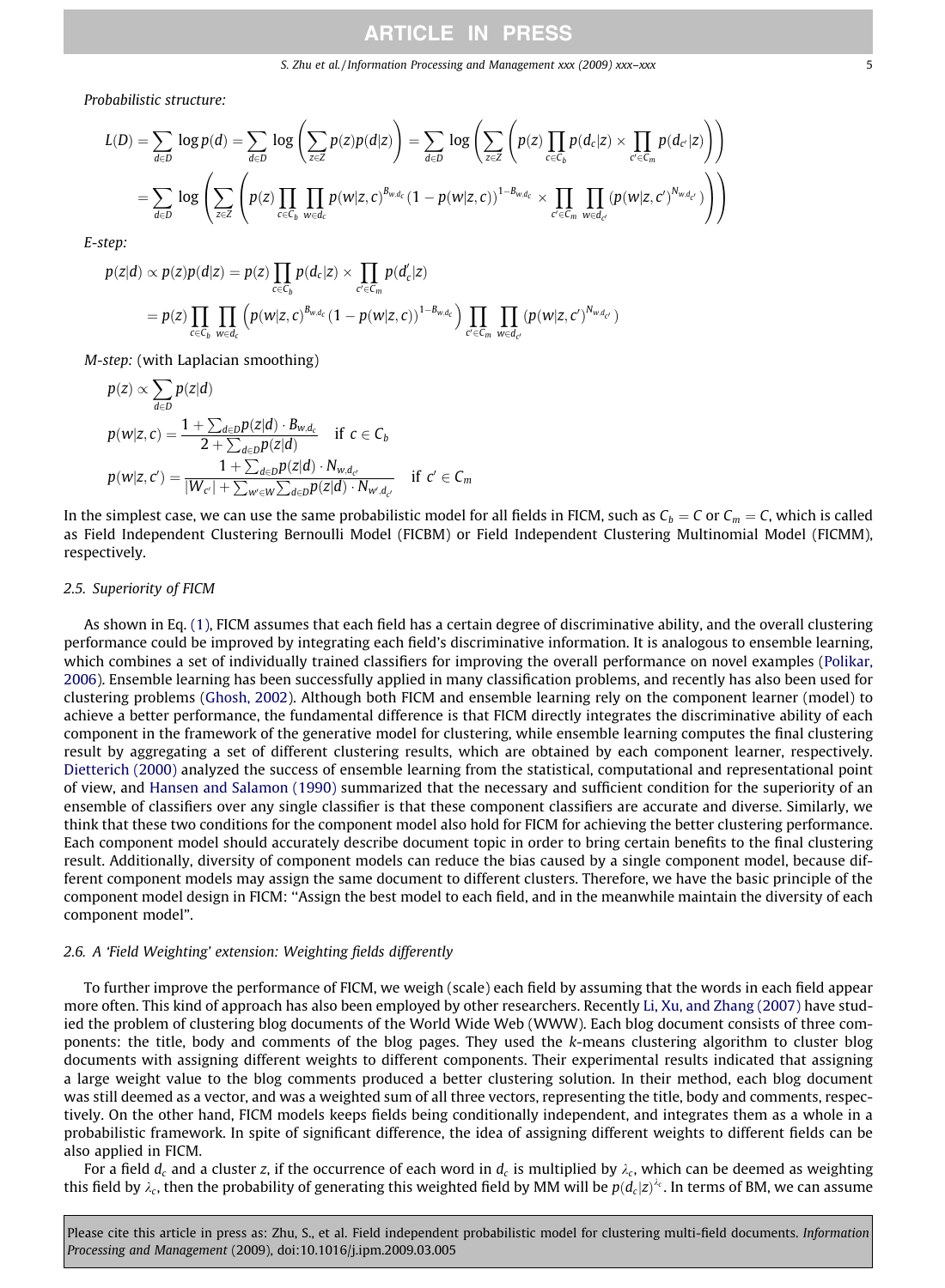*Probabilistic structure:*

$$L(D) = \sum_{d \in D} \log p(d) = \sum_{d \in D} \log \left( \sum_{z \in Z} p(z) p(d|z) \right) = \sum_{d \in D} \log \left( \sum_{z \in Z} \left( p(z) \prod_{c \in C_b} p(d_c|z) \times \prod_{c' \in C_m} p(d_{c'}|z) \right) \right)$$

$$= \sum_{d \in D} \log \left( \sum_{z \in Z} \left( p(z) \prod_{c \in C_b} \prod_{w \in d_c} p(w|z,c)^{B_{w,d_c}} (1 - p(w|z,c))^{1 - B_{w,d_c}} \times \prod_{c' \in C_m} \prod_{w \in d_{c'}} (p(w|z,c')^{N_{w,d_{c'}}}) \right) \right)$$

*E-step:*

$$p(z|d) \propto p(z) p(d|z) = p(z) \prod_{c \in C_b} p(d_c|z) \times \prod_{c' \in C_m} p(d_c'|z)$$

$$= p(z) \prod_{c \in C_b} \prod_{w \in d_c} \left( p(w|z,c)^{B_{w,d_c}} (1 - p(w|z,c))^{1 - B_{w,d_c}} \right) \prod_{c' \in C_m} \prod_{w \in d_{c'}} (p(w|z,c')^{N_{w,d_{c'}}})$$

*M-step:* (with Laplacian smoothing)

$$p(z) \propto \sum_{d \in D} p(z|d)$$

$$p(w|z,c) = \frac{1 + \sum_{d \in D} p(z|d) \cdot B_{w,d_c}}{2 + \sum_{d \in D} p(z|d)} \quad \text{if } c \in C_b$$

$$p(w|z,c') = \frac{1 + \sum_{d \in D} p(z|d) \cdot N_{w,d_{c'}}}{|W_{c'}| + \sum_{w' \in W} \sum_{d \in D} p(z|d) \cdot N_{w',d_{c'}}} \quad \text{if } c' \in C_m$$

In the simplest case, we can use the same probabilistic model for all fields in FICM, such as $C_b = C$ or $C_m = C$, which is called as Field Independent Clustering Bernoulli Model (FICBM) or Field Independent Clustering Multinomial Model (FICMM), respectively.

### 2.5. Superiority of FICM

As shown in Eq. (1), FICM assumes that each field has a certain degree of discriminative ability, and the overall clustering performance could be improved by integrating each field's discriminative information. It is analogous to ensemble learning, which combines a set of individually trained classifiers for improving the overall performance on novel examples (Polikar, 2006). Ensemble learning has been successfully applied in many classification problems, and recently has also been used for clustering problems (Ghosh, 2002). Although both FICM and ensemble learning rely on the component learner (model) to achieve a better performance, the fundamental difference is that FICM directly integrates the discriminative ability of each component in the framework of the generative model for clustering, while ensemble learning computes the final clustering result by aggregating a set of different clustering results, which are obtained by each component learner, respectively. Dietterich (2000) analyzed the success of ensemble learning from the statistical, computational and representational point of view, and Hansen and Salamon (1990) summarized that the necessary and sufficient condition for the superiority of an ensemble of classifiers over any single classifier is that these component classifiers are accurate and diverse. Similarly, we think that these two conditions for the component model also hold for FICM for achieving the better clustering performance. Each component model should accurately describe document topic in order to bring certain benefits to the final clustering result. Additionally, diversity of component models can reduce the bias caused by a single component model, because different component models may assign the same document to different clusters. Therefore, we have the basic principle of the component model design in FICM: "Assign the best model to each field, and in the meanwhile maintain the diversity of each component model".

### 2.6. A 'Field Weighting' extension: Weighting fields differently

To further improve the performance of FICM, we weigh (scale) each field by assuming that the words in each field appear more often. This kind of approach has also been employed by other researchers. Recently Li, Xu, and Zhang (2007) have studied the problem of clustering blog documents of the World Wide Web (WWW). Each blog document consists of three components: the title, body and comments of the blog pages. They used the $k$-means clustering algorithm to cluster blog documents with assigning different weights to different components. Their experimental results indicated that assigning a large weight value to the blog comments produced a better clustering solution. In their method, each blog document was still deemed as a vector, and was a weighted sum of all three vectors, representing the title, body and comments, respectively. On the other hand, FICM models keeps fields being conditionally independent, and integrates them as a whole in a probabilistic framework. In spite of significant difference, the idea of assigning different weights to different fields can be also applied in FICM.

For a field $d_c$ and a cluster $z$, if the occurrence of each word in $d_c$ is multiplied by $\lambda_c$, which can be deemed as weighting this field by $\lambda_c$, then the probability of generating this weighted field by MM will be $p(d_c|z)^{\lambda_c}$. In terms of BM, we can assume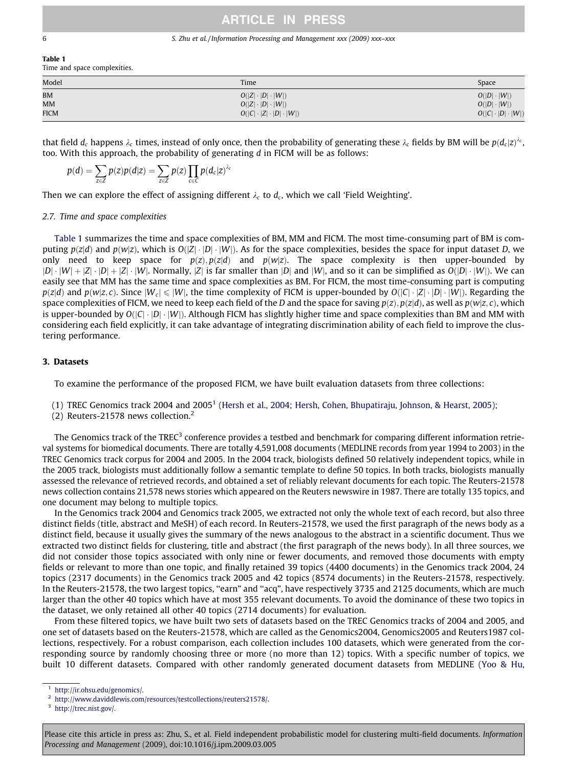Table 1
Time and space complexities.

| Model | Time | Space |
| --- | --- | --- |
| BM | $O(\lvert Z\rvert \cdot \lvert D\rvert \cdot \lvert W\rvert)$ | $O(\lvert D\rvert \cdot \lvert W\rvert)$ |
| MM | $O(\lvert Z\rvert \cdot \lvert D\rvert \cdot \lvert W\rvert)$ | $O(\lvert D\rvert \cdot \lvert W\rvert)$ |
| FICM | $O(\lvert C\rvert \cdot \lvert Z\rvert \cdot \lvert D\rvert \cdot \lvert W\rvert)$ | $O(\lvert C\rvert \cdot \lvert D\rvert \cdot \lvert W\rvert)$ |

that field $d_c$ happens $\lambda_c$ times, instead of only once, then the probability of generating these $\lambda_c$ fields by BM will be $p(d_c|z)^{\lambda_c}$, too. With this approach, the probability of generating $d$ in FICM will be as follows:

$$p(d) = \sum_{z \in Z} p(z)p(d|z) = \sum_{z \in Z} p(z) \prod_{c \in C} p(d_c|z)^{\lambda_c}$$

Then we can explore the effect of assigning different $\lambda_c$ to $d_c$, which we call 'Field Weighting'.

### 2.7. Time and space complexities

Table 1 summarizes the time and space complexities of BM, MM and FICM. The most time-consuming part of BM is computing $p(z|d)$ and $p(w|z)$, which is $O(|Z| \cdot |D| \cdot |W|)$. As for the space complexities, besides the space for input dataset $D$, we only need to keep space for $p(z), p(z|d)$ and $p(w|z)$. The space complexity is then upper-bounded by $|D| \cdot |W| + |Z| \cdot |D| + |Z| \cdot |W|$. Normally, $|Z|$ is far smaller than $|D|$ and $|W|$, and so it can be simplified as $O(|D| \cdot |W|)$. We can easily see that MM has the same time and space complexities as BM. For FICM, the most time-consuming part is computing $p(z|d)$ and $p(w|z,c)$. Since $|W_c| \leqslant |W|$, the time complexity of FICM is upper-bounded by $O(|C| \cdot |Z| \cdot |D| \cdot |W|)$. Regarding the space complexities of FICM, we need to keep each field of the $D$ and the space for saving $p(z), p(z|d)$, as well as $p(w|z,c)$, which is upper-bounded by $O(|C| \cdot |D| \cdot |W|)$. Although FICM has slightly higher time and space complexities than BM and MM with considering each field explicitly, it can take advantage of integrating discrimination ability of each field to improve the clustering performance.

## 3. Datasets

To examine the performance of the proposed FICM, we have built evaluation datasets from three collections:

(1) TREC Genomics track 2004 and 2005[1] (Hersh et al., 2004; Hersh, Cohen, Bhupatiraju, Johnson, & Hearst, 2005);
(2) Reuters-21578 news collection.[2]

The Genomics track of the TREC[3] conference provides a testbed and benchmark for comparing different information retrieval systems for biomedical documents. There are totally 4,591,008 documents (MEDLINE records from year 1994 to 2003) in the TREC Genomics track corpus for 2004 and 2005. In the 2004 track, biologists defined 50 relatively independent topics, while in the 2005 track, biologists must additionally follow a semantic template to define 50 topics. In both tracks, biologists manually assessed the relevance of retrieved records, and obtained a set of reliably relevant documents for each topic. The Reuters-21578 news collection contains 21,578 news stories which appeared on the Reuters newswire in 1987. There are totally 135 topics, and one document may belong to multiple topics.

In the Genomics track 2004 and Genomics track 2005, we extracted not only the whole text of each record, but also three distinct fields (title, abstract and MeSH) of each record. In Reuters-21578, we used the first paragraph of the news body as a distinct field, because it usually gives the summary of the news analogous to the abstract in a scientific document. Thus we extracted two distinct fields for clustering, title and abstract (the first paragraph of the news body). In all three sources, we did not consider those topics associated with only nine or fewer documents, and removed those documents with empty fields or relevant to more than one topic, and finally retained 39 topics (4400 documents) in the Genomics track 2004, 24 topics (2317 documents) in the Genomics track 2005 and 42 topics (8574 documents) in the Reuters-21578, respectively. In the Reuters-21578, the two largest topics, "earn" and "acq", have respectively 3735 and 2125 documents, which are much larger than the other 40 topics which have at most 355 relevant documents. To avoid the dominance of these two topics in the dataset, we only retained all other 40 topics (2714 documents) for evaluation.

From these filtered topics, we have built two sets of datasets based on the TREC Genomics tracks of 2004 and 2005, and one set of datasets based on the Reuters-21578, which are called as the Genomics2004, Genomics2005 and Reuters1987 collections, respectively. For a robust comparison, each collection includes 100 datasets, which were generated from the corresponding source by randomly choosing three or more (no more than 12) topics. With a specific number of topics, we built 10 different datasets. Compared with other randomly generated document datasets from MEDLINE (Yoo & Hu,

[1] http://ir.ohsu.edu/genomics/.
[2] http://www.daviddlewis.com/resources/testcollections/reuters21578/.
[3] http://trec.nist.gov/.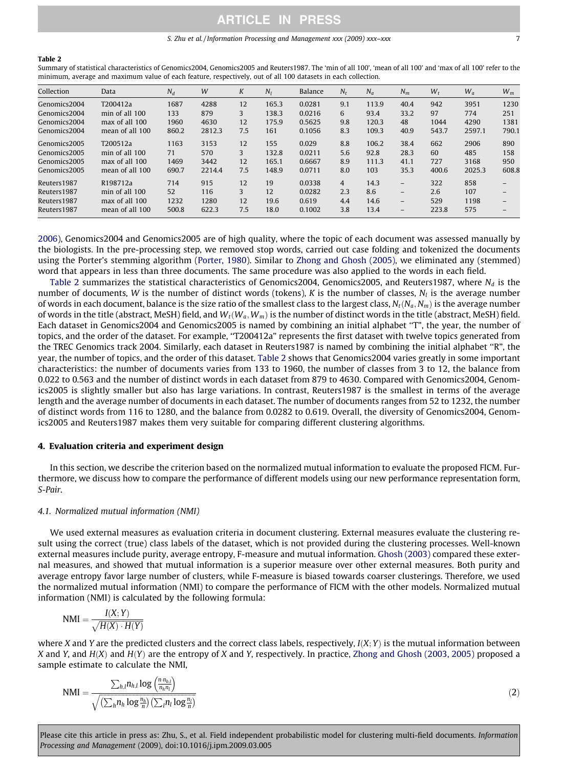**Table 2**

Summary of statistical characteristics of Genomics2004, Genomics2005 and Reuters1987. The 'min of all 100', 'mean of all 100' and 'max of all 100' refer to the minimum, average and maximum value of each feature, respectively, out of all 100 datasets in each collection.

| Collection | Data | $N_d$ | $W$ | $K$ | $N_l$ | Balance | $N_t$ | $N_a$ | $N_m$ | $W_t$ | $W_a$ | $W_m$ |
|---|---|---|---|---|---|---|---|---|---|---|---|---|
| Genomics2004 | T200412a | 1687 | 4288 | 12 | 165.3 | 0.0281 | 9.1 | 113.9 | 40.4 | 942 | 3951 | 1230 |
| Genomics2004 | min of all 100 | 133 | 879 | 3 | 138.3 | 0.0216 | 6 | 93.4 | 33.2 | 97 | 774 | 251 |
| Genomics2004 | max of all 100 | 1960 | 4630 | 12 | 175.9 | 0.5625 | 9.8 | 120.3 | 48 | 1044 | 4290 | 1381 |
| Genomics2004 | mean of all 100 | 860.2 | 2812.3 | 7.5 | 161 | 0.1056 | 8.3 | 109.3 | 40.9 | 543.7 | 2597.1 | 790.1 |
| Genomics2005 | T200512a | 1163 | 3153 | 12 | 155 | 0.029 | 8.8 | 106.2 | 38.4 | 662 | 2906 | 890 |
| Genomics2005 | min of all 100 | 71 | 570 | 3 | 132.8 | 0.0211 | 5.6 | 92.8 | 28.3 | 60 | 485 | 158 |
| Genomics2005 | max of all 100 | 1469 | 3442 | 12 | 165.1 | 0.6667 | 8.9 | 111.3 | 41.1 | 727 | 3168 | 950 |
| Genomics2005 | mean of all 100 | 690.7 | 2214.4 | 7.5 | 148.9 | 0.0711 | 8.0 | 103 | 35.3 | 400.6 | 2025.3 | 608.8 |
| Reuters1987 | R198712a | 714 | 915 | 12 | 19 | 0.0338 | 4 | 14.3 | – | 322 | 858 | – |
| Reuters1987 | min of all 100 | 52 | 116 | 3 | 12 | 0.0282 | 2.3 | 8.6 | – | 2.6 | 107 | – |
| Reuters1987 | max of all 100 | 1232 | 1280 | 12 | 19.6 | 0.619 | 4.4 | 14.6 | – | 529 | 1198 | – |
| Reuters1987 | mean of all 100 | 500.8 | 622.3 | 7.5 | 18.0 | 0.1002 | 3.8 | 13.4 | – | 223.8 | 575 | – |

2006), Genomics2004 and Genomics2005 are of high quality, where the topic of each document was assessed manually by the biologists. In the pre-processing step, we removed stop words, carried out case folding and tokenized the documents using the Porter's stemming algorithm (Porter, 1980). Similar to Zhong and Ghosh (2005), we eliminated any (stemmed) word that appears in less than three documents. The same procedure was also applied to the words in each field.

Table 2 summarizes the statistical characteristics of Genomics2004, Genomics2005, and Reuters1987, where $N_d$ is the number of documents, $W$ is the number of distinct words (tokens), $K$ is the number of classes, $N_l$ is the average number of words in each document, balance is the size ratio of the smallest class to the largest class, $N_t(N_a, N_m)$ is the average number of words in the title (abstract, MeSH) field, and $W_t(W_a, W_m)$ is the number of distinct words in the title (abstract, MeSH) field. Each dataset in Genomics2004 and Genomics2005 is named by combining an initial alphabet "T", the year, the number of topics, and the order of the dataset. For example, "T200412a" represents the first dataset with twelve topics generated from the TREC Genomics track 2004. Similarly, each dataset in Reuters1987 is named by combining the initial alphabet "R", the year, the number of topics, and the order of this dataset. Table 2 shows that Genomics2004 varies greatly in some important characteristics: the number of documents varies from 133 to 1960, the number of classes from 3 to 12, the balance from 0.022 to 0.563 and the number of distinct words in each dataset from 879 to 4630. Compared with Genomics2004, Genomics2005 is slightly smaller but also has large variations. In contrast, Reuters1987 is the smallest in terms of the average length and the average number of documents in each dataset. The number of documents ranges from 52 to 1232, the number of distinct words from 116 to 1280, and the balance from 0.0282 to 0.619. Overall, the diversity of Genomics2004, Genomics2005 and Reuters1987 makes them very suitable for comparing different clustering algorithms.

## 4. Evaluation criteria and experiment design

In this section, we describe the criterion based on the normalized mutual information to evaluate the proposed FICM. Furthermore, we discuss how to compare the performance of different models using our new performance representation form, *S-Pair*.

### 4.1. Normalized mutual information (NMI)

We used external measures as evaluation criteria in document clustering. External measures evaluate the clustering result using the correct (true) class labels of the dataset, which is not provided during the clustering processes. Well-known external measures include purity, average entropy, F-measure and mutual information. Ghosh (2003) compared these external measures, and showed that mutual information is a superior measure over other external measures. Both purity and average entropy favor large number of clusters, while F-measure is biased towards coarser clusterings. Therefore, we used the normalized mutual information (NMI) to compare the performance of FICM with the other models. Normalized mutual information (NMI) is calculated by the following formula:

$$\mathrm{NMI} = \frac{I(X;Y)}{\sqrt{H(X) \cdot H(Y)}}$$

where $X$ and $Y$ are the predicted clusters and the correct class labels, respectively, $I(X;Y)$ is the mutual information between $X$ and $Y$, and $H(X)$ and $H(Y)$ are the entropy of $X$ and $Y$, respectively. In practice, Zhong and Ghosh (2003, 2005) proposed a sample estimate to calculate the NMI,

$$\mathrm{NMI} = \frac{\sum_{h,l} n_{h,l} \log\left(\frac{n \cdot n_{h,l}}{n_h n_l}\right)}{\sqrt{\left(\sum_h n_h \log \frac{n_h}{n}\right)\left(\sum_l n_l \log \frac{n_l}{n}\right)}} \tag{2}$$

Please cite this article in press as: Zhu, S., et al. Field independent probabilistic model for clustering multi-field documents. *Information Processing and Management* (2009), doi:10.1016/j.ipm.2009.03.005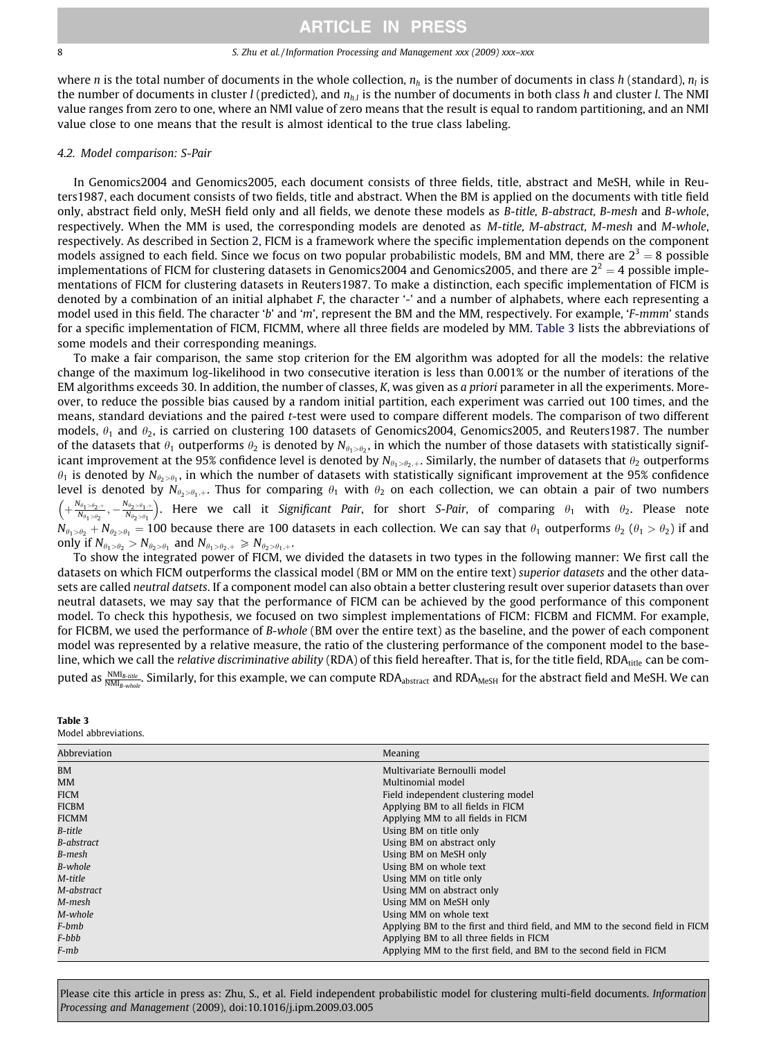where $n$ is the total number of documents in the whole collection, $n_h$ is the number of documents in class $h$ (standard), $n_l$ is the number of documents in cluster $l$ (predicted), and $n_{h,l}$ is the number of documents in both class $h$ and cluster $l$. The NMI value ranges from zero to one, where an NMI value of zero means that the result is equal to random partitioning, and an NMI value close to one means that the result is almost identical to the true class labeling.

### 4.2. Model comparison: S-Pair

In Genomics2004 and Genomics2005, each document consists of three fields, title, abstract and MeSH, while in Reuters1987, each document consists of two fields, title and abstract. When the BM is applied on the documents with title field only, abstract field only, MeSH field only and all fields, we denote these models as *B-title, B-abstract, B-mesh* and *B-whole*, respectively. When the MM is used, the corresponding models are denoted as *M-title, M-abstract, M-mesh* and *M-whole*, respectively. As described in Section 2, FICM is a framework where the specific implementation depends on the component models assigned to each field. Since we focus on two popular probabilistic models, BM and MM, there are $2^3 = 8$ possible implementations of FICM for clustering datasets in Genomics2004 and Genomics2005, and there are $2^2 = 4$ possible implementations of FICM for clustering datasets in Reuters1987. To make a distinction, each specific implementation of FICM is denoted by a combination of an initial alphabet *F*, the character '-' and a number of alphabets, where each representing a model used in this field. The character '*b*' and '*m*', represent the BM and the MM, respectively. For example, '*F-mmm*' stands for a specific implementation of FICM, FICMM, where all three fields are modeled by MM. Table 3 lists the abbreviations of some models and their corresponding meanings.

To make a fair comparison, the same stop criterion for the EM algorithm was adopted for all the models: the relative change of the maximum log-likelihood in two consecutive iteration is less than 0.001% or the number of iterations of the EM algorithms exceeds 30. In addition, the number of classes, $K$, was given as *a priori* parameter in all the experiments. Moreover, to reduce the possible bias caused by a random initial partition, each experiment was carried out 100 times, and the means, standard deviations and the paired $t$-test were used to compare different models. The comparison of two different models, $\theta_1$ and $\theta_2$, is carried on clustering 100 datasets of Genomics2004, Genomics2005, and Reuters1987. The number of the datasets that $\theta_1$ outperforms $\theta_2$ is denoted by $N_{\theta_1>\theta_2}$, in which the number of those datasets with statistically significant improvement at the 95% confidence level is denoted by $N_{\theta_1>\theta_2,+}$. Similarly, the number of datasets that $\theta_2$ outperforms $\theta_1$ is denoted by $N_{\theta_2>\theta_1}$, in which the number of datasets with statistically significant improvement at the 95% confidence level is denoted by $N_{\theta_2>\theta_1,+}$. Thus for comparing $\theta_1$ with $\theta_2$ on each collection, we can obtain a pair of two numbers $\left(+\frac{N_{\theta_1>\theta_2,+}}{N_{\theta_1>\theta_2}}, -\frac{N_{\theta_2>\theta_1,+}}{N_{\theta_2>\theta_1}}\right)$. Here we call it *Significant Pair*, for short *S-Pair*, of comparing $\theta_1$ with $\theta_2$. Please note $N_{\theta_1>\theta_2} + N_{\theta_2>\theta_1} = 100$ because there are 100 datasets in each collection. We can say that $\theta_1$ outperforms $\theta_2$ ($\theta_1 > \theta_2$) if and only if $N_{\theta_1>\theta_2} > N_{\theta_2>\theta_1}$ and $N_{\theta_1>\theta_2,+} \geqslant N_{\theta_2>\theta_1,+}$.

To show the integrated power of FICM, we divided the datasets in two types in the following manner: We first call the datasets on which FICM outperforms the classical model (BM or MM on the entire text) *superior datasets* and the other datasets are called *neutral datsets*. If a component model can also obtain a better clustering result over superior datasets than over neutral datasets, we may say that the performance of FICM can be achieved by the good performance of this component model. To check this hypothesis, we focused on two simplest implementations of FICM: FICBM and FICMM. For example, for FICBM, we used the performance of *B-whole* (BM over the entire text) as the baseline, and the power of each component model was represented by a relative measure, the ratio of the clustering performance of the component model to the baseline, which we call the *relative discriminative ability* (RDA) of this field hereafter. That is, for the title field, $\text{RDA}_{\text{title}}$ can be computed as $\frac{\text{NMI}_{B\text{-}title}}{\text{NMI}_{B\text{-}whole}}$. Similarly, for this example, we can compute $\text{RDA}_{\text{abstract}}$ and $\text{RDA}_{\text{MeSH}}$ for the abstract field and MeSH. We can

**Table 3**
Model abbreviations.

| Abbreviation | Meaning |
|---|---|
| BM | Multivariate Bernoulli model |
| MM | Multinomial model |
| FICM | Field independent clustering model |
| FICBM | Applying BM to all fields in FICM |
| FICMM | Applying MM to all fields in FICM |
| *B-title* | Using BM on title only |
| *B-abstract* | Using BM on abstract only |
| *B-mesh* | Using BM on MeSH only |
| *B-whole* | Using BM on whole text |
| *M-title* | Using MM on title only |
| *M-abstract* | Using MM on abstract only |
| *M-mesh* | Using MM on MeSH only |
| *M-whole* | Using MM on whole text |
| *F-bmb* | Applying BM to the first and third field, and MM to the second field in FICM |
| *F-bbb* | Applying BM to all three fields in FICM |
| *F-mb* | Applying MM to the first field, and BM to the second field in FICM |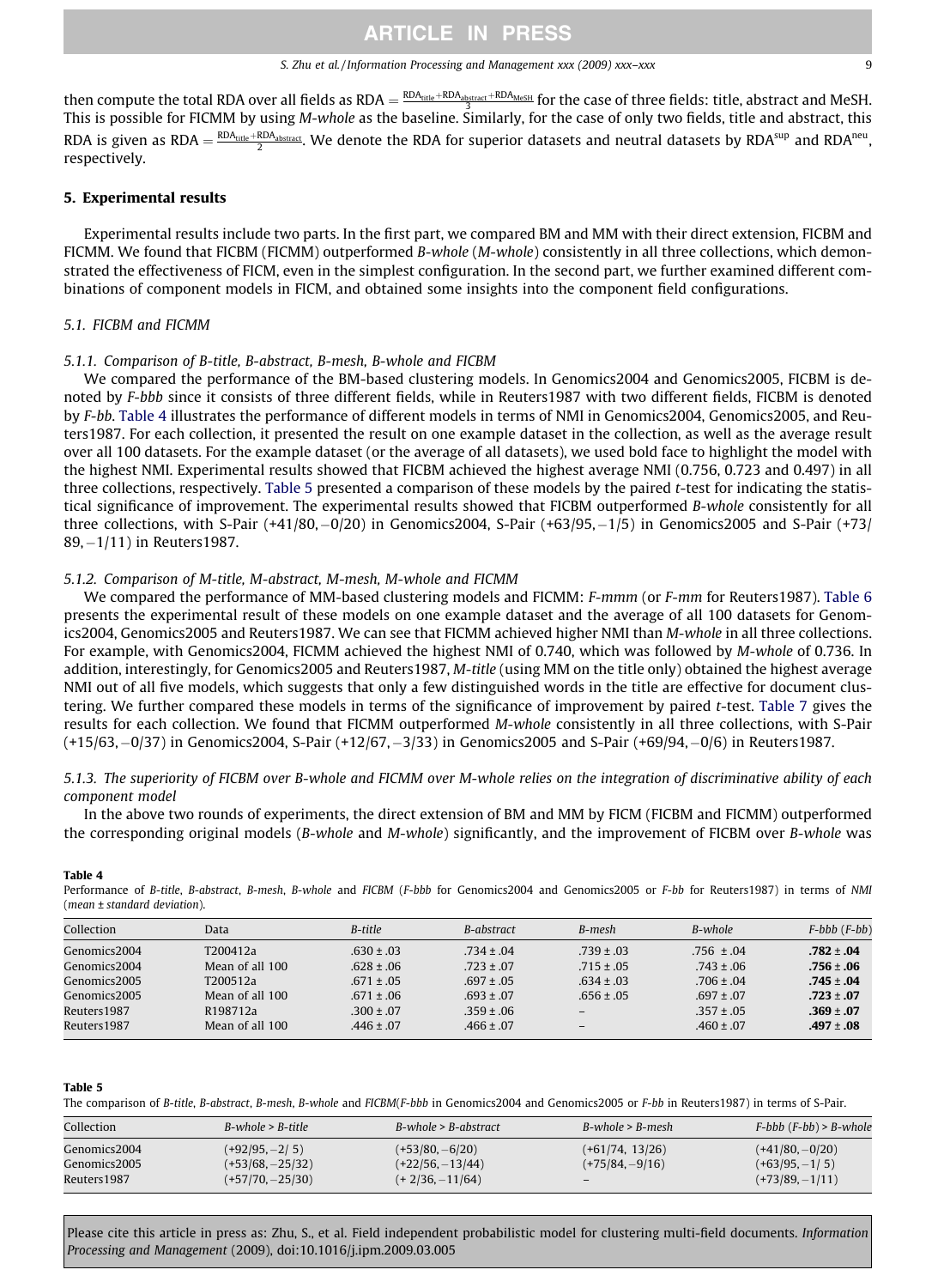then compute the total RDA over all fields as $\mathrm{RDA} = \frac{\mathrm{RDA}_{\mathrm{title}} + \mathrm{RDA}_{\mathrm{abstract}} + \mathrm{RDA}_{\mathrm{MeSH}}}{3}$ for the case of three fields: title, abstract and MeSH. This is possible for FICMM by using *M-whole* as the baseline. Similarly, for the case of only two fields, title and abstract, this RDA is given as $\mathrm{RDA} = \frac{\mathrm{RDA}_{\mathrm{title}} + \mathrm{RDA}_{\mathrm{abstract}}}{2}$. We denote the RDA for superior datasets and neutral datasets by $\mathrm{RDA}^{\mathrm{sup}}$ and $\mathrm{RDA}^{\mathrm{neu}}$, respectively.

## 5. Experimental results

Experimental results include two parts. In the first part, we compared BM and MM with their direct extension, FICBM and FICMM. We found that FICBM (FICMM) outperformed *B-whole* (*M-whole*) consistently in all three collections, which demonstrated the effectiveness of FICM, even in the simplest configuration. In the second part, we further examined different combinations of component models in FICM, and obtained some insights into the component field configurations.

### 5.1. FICBM and FICMM

#### 5.1.1. Comparison of B-title, B-abstract, B-mesh, B-whole and FICBM

We compared the performance of the BM-based clustering models. In Genomics2004 and Genomics2005, FICBM is denoted by *F-bbb* since it consists of three different fields, while in Reuters1987 with two different fields, FICBM is denoted by *F-bb*. Table 4 illustrates the performance of different models in terms of NMI in Genomics2004, Genomics2005, and Reuters1987. For each collection, it presented the result on one example dataset in the collection, as well as the average result over all 100 datasets. For the example dataset (or the average of all datasets), we used bold face to highlight the model with the highest NMI. Experimental results showed that FICBM achieved the highest average NMI (0.756, 0.723 and 0.497) in all three collections, respectively. Table 5 presented a comparison of these models by the paired *t*-test for indicating the statistical significance of improvement. The experimental results showed that FICBM outperformed *B-whole* consistently for all three collections, with S-Pair (+41/80, −0/20) in Genomics2004, S-Pair (+63/95, −1/5) in Genomics2005 and S-Pair (+73/89, −1/11) in Reuters1987.

#### 5.1.2. Comparison of M-title, M-abstract, M-mesh, M-whole and FICMM

We compared the performance of MM-based clustering models and FICMM: *F-mmm* (or *F-mm* for Reuters1987). Table 6 presents the experimental result of these models on one example dataset and the average of all 100 datasets for Genomics2004, Genomics2005 and Reuters1987. We can see that FICMM achieved higher NMI than *M-whole* in all three collections. For example, with Genomics2004, FICMM achieved the highest NMI of 0.740, which was followed by *M-whole* of 0.736. In addition, interestingly, for Genomics2005 and Reuters1987, *M-title* (using MM on the title only) obtained the highest average NMI out of all five models, which suggests that only a few distinguished words in the title are effective for document clustering. We further compared these models in terms of the significance of improvement by paired *t*-test. Table 7 gives the results for each collection. We found that FICMM outperformed *M-whole* consistently in all three collections, with S-Pair (+15/63, −0/37) in Genomics2004, S-Pair (+12/67, −3/33) in Genomics2005 and S-Pair (+69/94, −0/6) in Reuters1987.

#### 5.1.3. The superiority of FICBM over B-whole and FICMM over M-whole relies on the integration of discriminative ability of each component model

In the above two rounds of experiments, the direct extension of BM and MM by FICM (FICBM and FICMM) outperformed the corresponding original models (*B-whole* and *M-whole*) significantly, and the improvement of FICBM over *B-whole* was

**Table 4**
Performance of *B-title*, *B-abstract*, *B-mesh*, *B-whole* and *FICBM* (*F-bbb* for Genomics2004 and Genomics2005 or *F-bb* for Reuters1987) in terms of *NMI* (*mean ± standard deviation*).

| Collection | Data | *B-title* | *B-abstract* | *B-mesh* | *B-whole* | *F-bbb* (*F-bb*) |
|---|---|---|---|---|---|---|
| Genomics2004 | T200412a | .630 ± .03 | .734 ± .04 | .739 ± .03 | .756 ± .04 | **.782 ± .04** |
| Genomics2004 | Mean of all 100 | .628 ± .06 | .723 ± .07 | .715 ± .05 | .743 ± .06 | **.756 ± .06** |
| Genomics2005 | T200512a | .671 ± .05 | .697 ± .05 | .634 ± .03 | .706 ± .04 | **.745 ± .04** |
| Genomics2005 | Mean of all 100 | .671 ± .06 | .693 ± .07 | .656 ± .05 | .697 ± .07 | **.723 ± .07** |
| Reuters1987 | R198712a | .300 ± .07 | .359 ± .06 | – | .357 ± .05 | **.369 ± .07** |
| Reuters1987 | Mean of all 100 | .446 ± .07 | .466 ± .07 | – | .460 ± .07 | **.497 ± .08** |

**Table 5**
The comparison of *B-title*, *B-abstract*, *B-mesh*, *B-whole* and *FICBM*(*F-bbb* in Genomics2004 and Genomics2005 or *F-bb* in Reuters1987) in terms of S-Pair.

| Collection | *B-whole* > *B-title* | *B-whole* > *B-abstract* | *B-whole* > *B-mesh* | *F-bbb* (*F-bb*) > *B-whole* |
|---|---|---|---|---|
| Genomics2004 | (+92/95, −2/ 5) | (+53/80, −6/20) | (+61/74, 13/26) | (+41/80, −0/20) |
| Genomics2005 | (+53/68, −25/32) | (+22/56, −13/44) | (+75/84, −9/16) | (+63/95, −1/ 5) |
| Reuters1987 | (+57/70, −25/30) | (+ 2/36, −11/64) | – | (+73/89, −1/11) |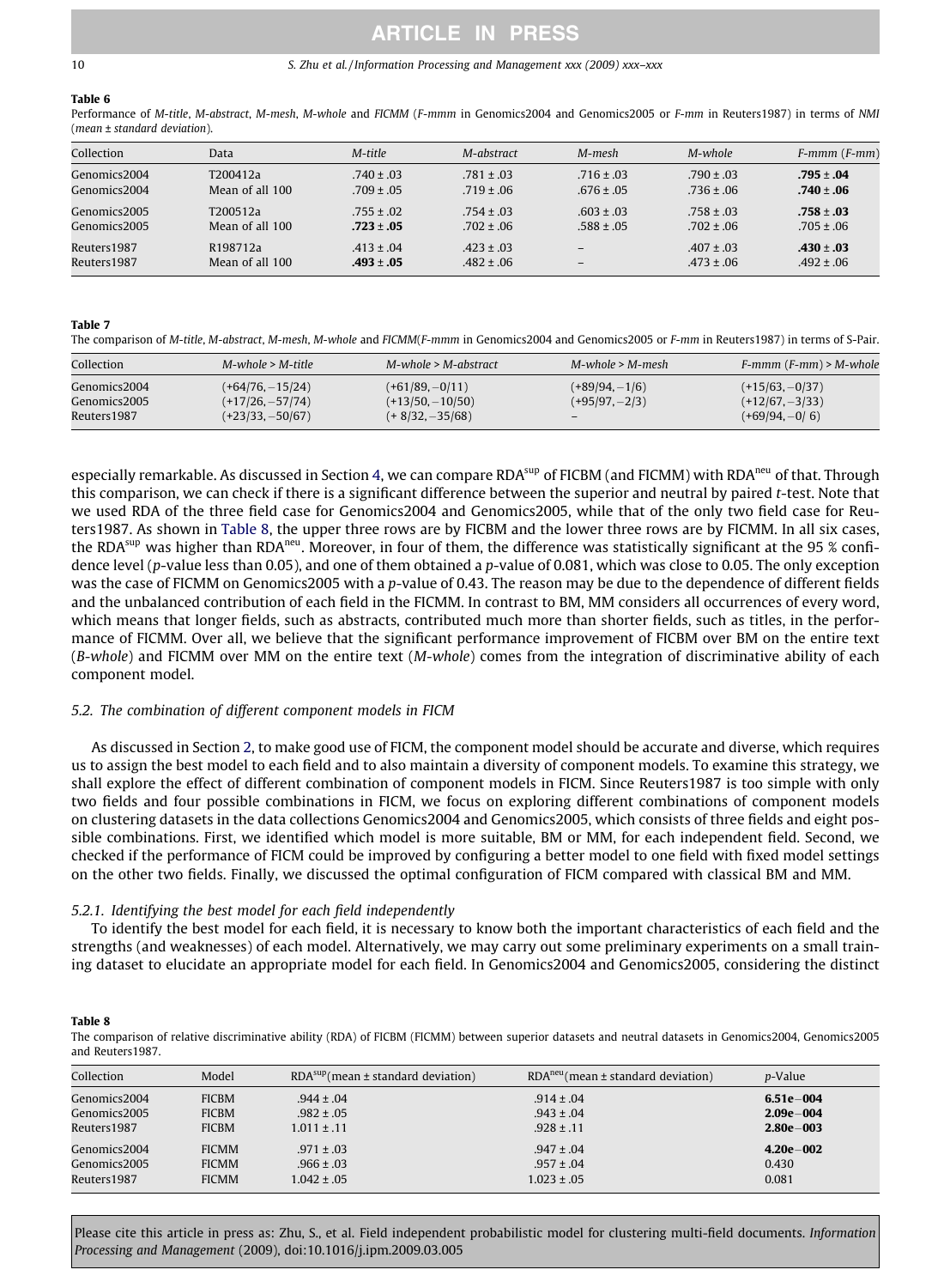**Table 6**

Performance of *M-title*, *M-abstract*, *M-mesh*, *M-whole* and *FICMM* (*F-mmm* in Genomics2004 and Genomics2005 or *F-mm* in Reuters1987) in terms of *NMI* (*mean* ± *standard deviation*).

| Collection | Data | *M-title* | *M-abstract* | *M-mesh* | *M-whole* | *F-mmm (F-mm)* |
|---|---|---|---|---|---|---|
| Genomics2004 | T200412a | .740 ± .03 | .781 ± .03 | .716 ± .03 | .790 ± .03 | **.795 ± .04** |
| Genomics2004 | Mean of all 100 | .709 ± .05 | .719 ± .06 | .676 ± .05 | .736 ± .06 | **.740 ± .06** |
| Genomics2005 | T200512a | .755 ± .02 | .754 ± .03 | .603 ± .03 | .758 ± .03 | **.758 ± .03** |
| Genomics2005 | Mean of all 100 | **.723 ± .05** | .702 ± .06 | .588 ± .05 | .702 ± .06 | .705 ± .06 |
| Reuters1987 | R198712a | .413 ± .04 | .423 ± .03 | – | .407 ± .03 | **.430 ± .03** |
| Reuters1987 | Mean of all 100 | **.493 ± .05** | .482 ± .06 | – | .473 ± .06 | .492 ± .06 |

**Table 7**

The comparison of *M-title*, *M-abstract*, *M-mesh*, *M-whole* and *FICMM*(*F-mmm* in Genomics2004 and Genomics2005 or *F-mm* in Reuters1987) in terms of S-Pair.

| Collection | *M-whole* > *M-title* | *M-whole* > *M-abstract* | *M-whole* > *M-mesh* | *F-mmm* (*F-mm*) > *M-whole* |
|---|---|---|---|---|
| Genomics2004 | (+64/76, −15/24) | (+61/89, −0/11) | (+89/94, −1/6) | (+15/63, −0/37) |
| Genomics2005 | (+17/26, −57/74) | (+13/50, −10/50) | (+95/97, −2/3) | (+12/67, −3/33) |
| Reuters1987 | (+23/33, −50/67) | (+ 8/32, −35/68) | – | (+69/94, −0/ 6) |

especially remarkable. As discussed in Section 4, we can compare RDA$^{sup}$ of FICBM (and FICMM) with RDA$^{neu}$ of that. Through this comparison, we can check if there is a significant difference between the superior and neutral by paired *t*-test. Note that we used RDA of the three field case for Genomics2004 and Genomics2005, while that of the only two field case for Reuters1987. As shown in Table 8, the upper three rows are by FICBM and the lower three rows are by FICMM. In all six cases, the RDA$^{sup}$ was higher than RDA$^{neu}$. Moreover, in four of them, the difference was statistically significant at the 95 % confidence level (*p*-value less than 0.05), and one of them obtained a *p*-value of 0.081, which was close to 0.05. The only exception was the case of FICMM on Genomics2005 with a *p*-value of 0.43. The reason may be due to the dependence of different fields and the unbalanced contribution of each field in the FICMM. In contrast to BM, MM considers all occurrences of every word, which means that longer fields, such as abstracts, contributed much more than shorter fields, such as titles, in the performance of FICMM. Over all, we believe that the significant performance improvement of FICBM over BM on the entire text (*B-whole*) and FICMM over MM on the entire text (*M-whole*) comes from the integration of discriminative ability of each component model.

## 5.2. The combination of different component models in FICM

As discussed in Section 2, to make good use of FICM, the component model should be accurate and diverse, which requires us to assign the best model to each field and to also maintain a diversity of component models. To examine this strategy, we shall explore the effect of different combination of component models in FICM. Since Reuters1987 is too simple with only two fields and four possible combinations in FICM, we focus on exploring different combinations of component models on clustering datasets in the data collections Genomics2004 and Genomics2005, which consists of three fields and eight possible combinations. First, we identified which model is more suitable, BM or MM, for each independent field. Second, we checked if the performance of FICM could be improved by configuring a better model to one field with fixed model settings on the other two fields. Finally, we discussed the optimal configuration of FICM compared with classical BM and MM.

### 5.2.1. Identifying the best model for each field independently

To identify the best model for each field, it is necessary to know both the important characteristics of each field and the strengths (and weaknesses) of each model. Alternatively, we may carry out some preliminary experiments on a small training dataset to elucidate an appropriate model for each field. In Genomics2004 and Genomics2005, considering the distinct

**Table 8**

The comparison of relative discriminative ability (RDA) of FICBM (FICMM) between superior datasets and neutral datasets in Genomics2004, Genomics2005 and Reuters1987.

| Collection | Model | RDA$^{sup}$(mean ± standard deviation) | RDA$^{neu}$(mean ± standard deviation) | *p*-Value |
|---|---|---|---|---|
| Genomics2004 | FICBM | .944 ± .04 | .914 ± .04 | **6.51e−004** |
| Genomics2005 | FICBM | .982 ± .05 | .943 ± .04 | **2.09e−004** |
| Reuters1987 | FICBM | 1.011 ± .11 | .928 ± .11 | **2.80e−003** |
| Genomics2004 | FICMM | .971 ± .03 | .947 ± .04 | **4.20e−002** |
| Genomics2005 | FICMM | .966 ± .03 | .957 ± .04 | 0.430 |
| Reuters1987 | FICMM | 1.042 ± .05 | 1.023 ± .05 | 0.081 |

Please cite this article in press as: Zhu, S., et al. Field independent probabilistic model for clustering multi-field documents. *Information Processing and Management* (2009), doi:10.1016/j.ipm.2009.03.005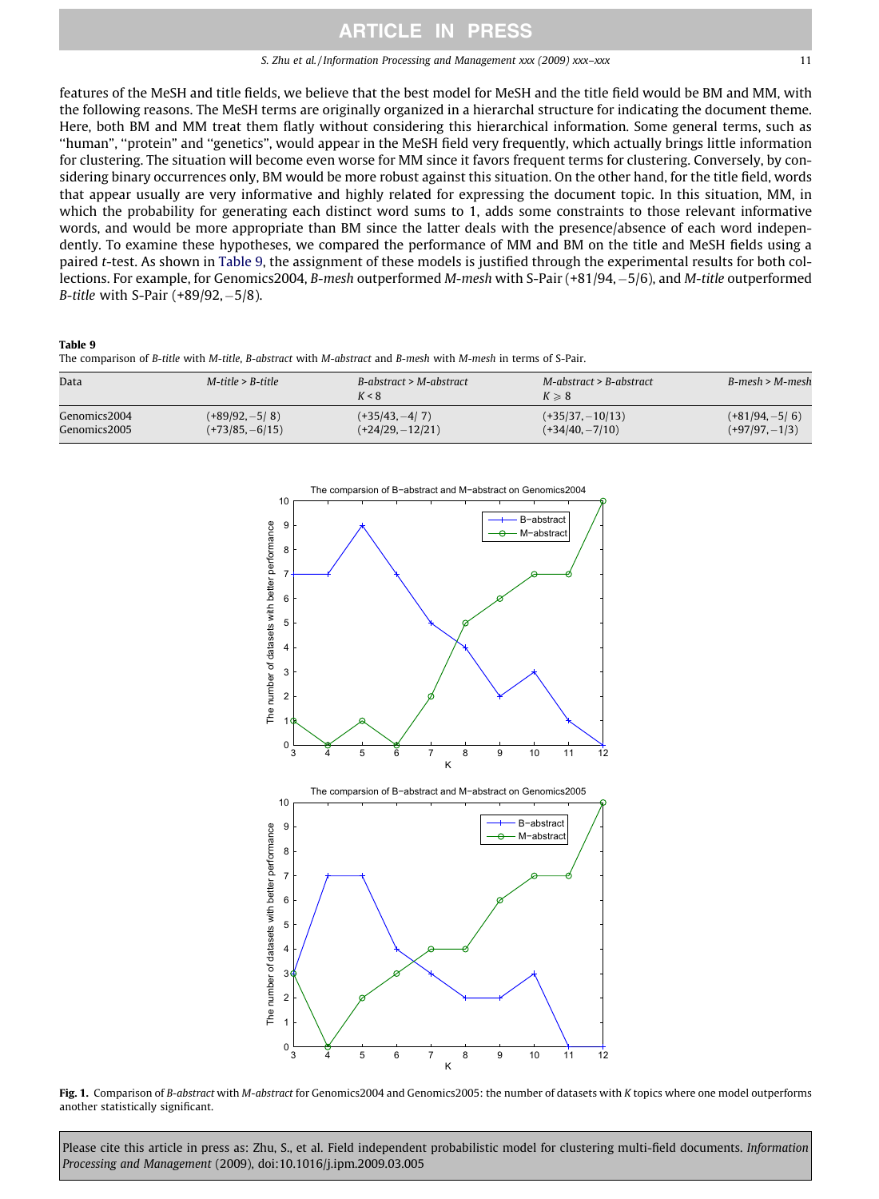features of the MeSH and title fields, we believe that the best model for MeSH and the title field would be BM and MM, with the following reasons. The MeSH terms are originally organized in a hierarchal structure for indicating the document theme. Here, both BM and MM treat them flatly without considering this hierarchical information. Some general terms, such as ''human'', ''protein'' and ''genetics'', would appear in the MeSH field very frequently, which actually brings little information for clustering. The situation will become even worse for MM since it favors frequent terms for clustering. Conversely, by considering binary occurrences only, BM would be more robust against this situation. On the other hand, for the title field, words that appear usually are very informative and highly related for expressing the document topic. In this situation, MM, in which the probability for generating each distinct word sums to 1, adds some constraints to those relevant informative words, and would be more appropriate than BM since the latter deals with the presence/absence of each word independently. To examine these hypotheses, we compared the performance of MM and BM on the title and MeSH fields using a paired *t*-test. As shown in Table 9, the assignment of these models is justified through the experimental results for both collections. For example, for Genomics2004, *B-mesh* outperformed *M-mesh* with S-Pair (+81/94, −5/6), and *M-title* outperformed *B-title* with S-Pair (+89/92, −5/8).

**Table 9**
The comparison of *B-title* with *M-title*, *B-abstract* with *M-abstract* and *B-mesh* with *M-mesh* in terms of S-Pair.

| Data | *M-title* > *B-title* | *B-abstract* > *M-abstract* $K < 8$ | *M-abstract* > *B-abstract* $K \geqslant 8$ | *B-mesh* > *M-mesh* |
|---|---|---|---|---|
| Genomics2004 | (+89/92, −5/ 8) | (+35/43, −4/ 7) | (+35/37, −10/13) | (+81/94, −5/ 6) |
| Genomics2005 | (+73/85, −6/15) | (+24/29, −12/21) | (+34/40, −7/10) | (+97/97, −1/3) |

**Fig. 1.** Comparison of *B-abstract* with *M-abstract* for Genomics2004 and Genomics2005: the number of datasets with *K* topics where one model outperforms another statistically significant.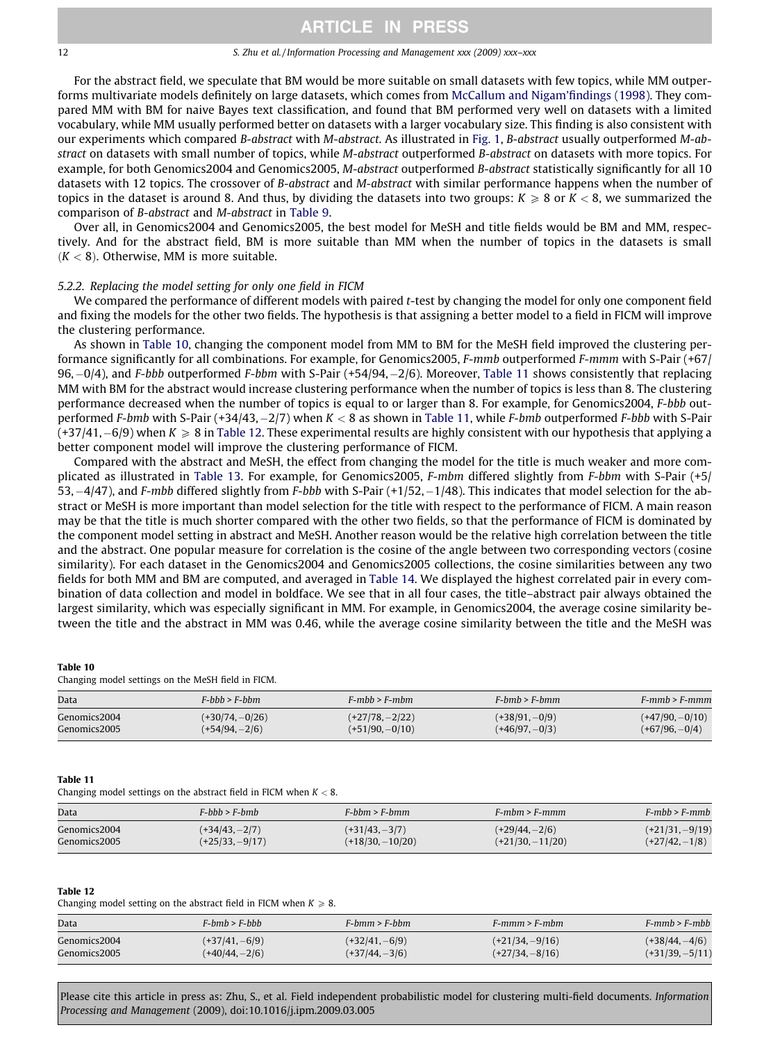For the abstract field, we speculate that BM would be more suitable on small datasets with few topics, while MM outperforms multivariate models definitely on large datasets, which comes from McCallum and Nigam'findings (1998). They compared MM with BM for naive Bayes text classification, and found that BM performed very well on datasets with a limited vocabulary, while MM usually performed better on datasets with a larger vocabulary size. This finding is also consistent with our experiments which compared *B-abstract* with *M-abstract*. As illustrated in Fig. 1, *B-abstract* usually outperformed *M-abstract* on datasets with small number of topics, while *M-abstract* outperformed *B-abstract* on datasets with more topics. For example, for both Genomics2004 and Genomics2005, *M-abstract* outperformed *B-abstract* statistically significantly for all 10 datasets with 12 topics. The crossover of *B-abstract* and *M-abstract* with similar performance happens when the number of topics in the dataset is around 8. And thus, by dividing the datasets into two groups: $K \geqslant 8$ or $K < 8$, we summarized the comparison of *B-abstract* and *M-abstract* in Table 9.

Over all, in Genomics2004 and Genomics2005, the best model for MeSH and title fields would be BM and MM, respectively. And for the abstract field, BM is more suitable than MM when the number of topics in the datasets is small ($K < 8$). Otherwise, MM is more suitable.

### 5.2.2. Replacing the model setting for only one field in FICM

We compared the performance of different models with paired *t*-test by changing the model for only one component field and fixing the models for the other two fields. The hypothesis is that assigning a better model to a field in FICM will improve the clustering performance.

As shown in Table 10, changing the component model from MM to BM for the MeSH field improved the clustering performance significantly for all combinations. For example, for Genomics2005, *F-mmb* outperformed *F-mmm* with S-Pair (+67/96, −0/4), and *F-bbb* outperformed *F-bbm* with S-Pair (+54/94, −2/6). Moreover, Table 11 shows consistently that replacing MM with BM for the abstract would increase clustering performance when the number of topics is less than 8. The clustering performance decreased when the number of topics is equal to or larger than 8. For example, for Genomics2004, *F-bbb* outperformed *F-bmb* with S-Pair (+34/43, −2/7) when $K < 8$ as shown in Table 11, while *F-bmb* outperformed *F-bbb* with S-Pair (+37/41, −6/9) when $K \geqslant 8$ in Table 12. These experimental results are highly consistent with our hypothesis that applying a better component model will improve the clustering performance of FICM.

Compared with the abstract and MeSH, the effect from changing the model for the title is much weaker and more complicated as illustrated in Table 13. For example, for Genomics2005, *F-mbm* differed slightly from *F-bbm* with S-Pair (+5/53, −4/47), and *F-mbb* differed slightly from *F-bbb* with S-Pair (+1/52, −1/48). This indicates that model selection for the abstract or MeSH is more important than model selection for the title with respect to the performance of FICM. A main reason may be that the title is much shorter compared with the other two fields, so that the performance of FICM is dominated by the component model setting in abstract and MeSH. Another reason would be the relative high correlation between the title and the abstract. One popular measure for correlation is the cosine of the angle between two corresponding vectors (cosine similarity). For each dataset in the Genomics2004 and Genomics2005 collections, the cosine similarities between any two fields for both MM and BM are computed, and averaged in Table 14. We displayed the highest correlated pair in every combination of data collection and model in boldface. We see that in all four cases, the title–abstract pair always obtained the largest similarity, which was especially significant in MM. For example, in Genomics2004, the average cosine similarity between the title and the abstract in MM was 0.46, while the average cosine similarity between the title and the MeSH was

**Table 10**
Changing model settings on the MeSH field in FICM.

| Data | *F-bbb > F-bbm* | *F-mbb > F-mbm* | *F-bmb > F-bmm* | *F-mmb > F-mmm* |
|---|---|---|---|---|
| Genomics2004 | (+30/74, −0/26) | (+27/78, −2/22) | (+38/91, −0/9) | (+47/90, −0/10) |
| Genomics2005 | (+54/94, −2/6) | (+51/90, −0/10) | (+46/97, −0/3) | (+67/96, −0/4) |

**Table 11**
Changing model settings on the abstract field in FICM when $K < 8$.

| Data | *F-bbb > F-bmb* | *F-bbm > F-bmm* | *F-mbm > F-mmm* | *F-mbb > F-mmb* |
|---|---|---|---|---|
| Genomics2004 | (+34/43, −2/7) | (+31/43, −3/7) | (+29/44, −2/6) | (+21/31, −9/19) |
| Genomics2005 | (+25/33, −9/17) | (+18/30, −10/20) | (+21/30, −11/20) | (+27/42, −1/8) |

**Table 12**
Changing model setting on the abstract field in FICM when $K \geqslant 8$.

| Data | *F-bmb > F-bbb* | *F-bmm > F-bbm* | *F-mmm > F-mbm* | *F-mmb > F-mbb* |
|---|---|---|---|---|
| Genomics2004 | (+37/41, −6/9) | (+32/41, −6/9) | (+21/34, −9/16) | (+38/44, −4/6) |
| Genomics2005 | (+40/44, −2/6) | (+37/44, −3/6) | (+27/34, −8/16) | (+31/39, −5/11) |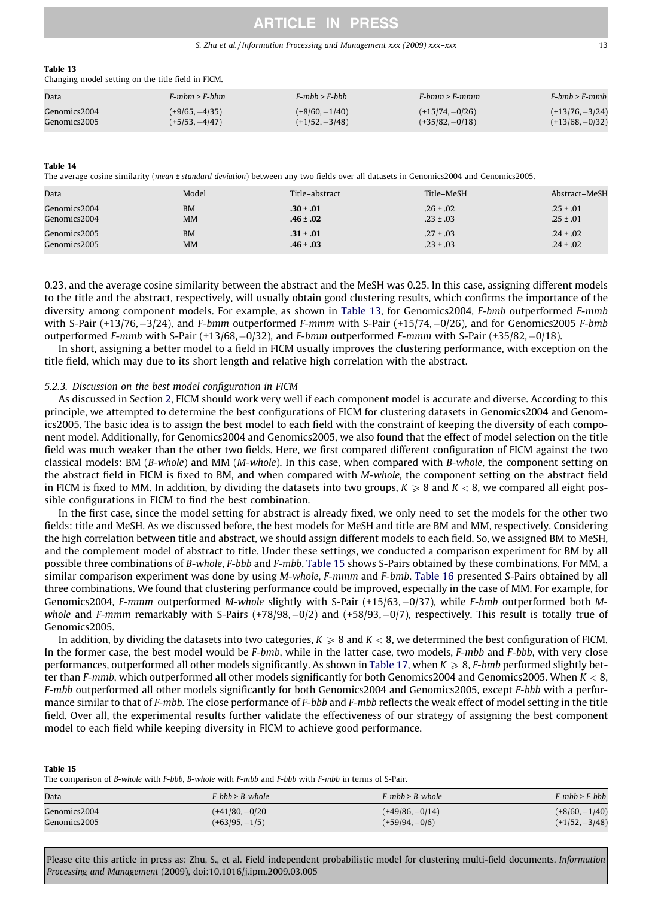**Table 13**
Changing model setting on the title field in FICM.

| Data | *F-mbm > F-bbm* | *F-mbb > F-bbb* | *F-bmm > F-mmm* | *F-bmb > F-mmb* |
|---|---|---|---|---|
| Genomics2004 | (+9/65, −4/35) | (+8/60, −1/40) | (+15/74, −0/26) | (+13/76, −3/24) |
| Genomics2005 | (+5/53, −4/47) | (+1/52, −3/48) | (+35/82, −0/18) | (+13/68, −0/32) |

**Table 14**
The average cosine similarity (*mean ± standard deviation*) between any two fields over all datasets in Genomics2004 and Genomics2005.

| Data | Model | Title–abstract | Title–MeSH | Abstract–MeSH |
|---|---|---|---|---|
| Genomics2004 | BM | **.30 ± .01** | .26 ± .02 | .25 ± .01 |
| Genomics2004 | MM | **.46 ± .02** | .23 ± .03 | .25 ± .01 |
| Genomics2005 | BM | **.31 ± .01** | .27 ± .03 | .24 ± .02 |
| Genomics2005 | MM | **.46 ± .03** | .23 ± .03 | .24 ± .02 |

0.23, and the average cosine similarity between the abstract and the MeSH was 0.25. In this case, assigning different models to the title and the abstract, respectively, will usually obtain good clustering results, which confirms the importance of the diversity among component models. For example, as shown in Table 13, for Genomics2004, *F-bmb* outperformed *F-mmb* with S-Pair (+13/76, −3/24), and *F-bmm* outperformed *F-mmm* with S-Pair (+15/74, −0/26), and for Genomics2005 *F-bmb* outperformed *F-mmb* with S-Pair (+13/68, −0/32), and *F-bmm* outperformed *F-mmm* with S-Pair (+35/82, −0/18).

In short, assigning a better model to a field in FICM usually improves the clustering performance, with exception on the title field, which may due to its short length and relative high correlation with the abstract.

### 5.2.3. Discussion on the best model configuration in FICM

As discussed in Section 2, FICM should work very well if each component model is accurate and diverse. According to this principle, we attempted to determine the best configurations of FICM for clustering datasets in Genomics2004 and Genomics2005. The basic idea is to assign the best model to each field with the constraint of keeping the diversity of each component model. Additionally, for Genomics2004 and Genomics2005, we also found that the effect of model selection on the title field was much weaker than the other two fields. Here, we first compared different configuration of FICM against the two classical models: BM (*B-whole*) and MM (*M-whole*). In this case, when compared with *B-whole*, the component setting on the abstract field in FICM is fixed to BM, and when compared with *M-whole*, the component setting on the abstract field in FICM is fixed to MM. In addition, by dividing the datasets into two groups, $K \geqslant 8$ and $K < 8$, we compared all eight possible configurations in FICM to find the best combination.

In the first case, since the model setting for abstract is already fixed, we only need to set the models for the other two fields: title and MeSH. As we discussed before, the best models for MeSH and title are BM and MM, respectively. Considering the high correlation between title and abstract, we should assign different models to each field. So, we assigned BM to MeSH, and the complement model of abstract to title. Under these settings, we conducted a comparison experiment for BM by all possible three combinations of *B-whole*, *F-bbb* and *F-mbb*. Table 15 shows S-Pairs obtained by these combinations. For MM, a similar comparison experiment was done by using *M-whole*, *F-mmm* and *F-bmb*. Table 16 presented S-Pairs obtained by all three combinations. We found that clustering performance could be improved, especially in the case of MM. For example, for Genomics2004, *F-mmm* outperformed *M-whole* slightly with S-Pair (+15/63, −0/37), while *F-bmb* outperformed both *M-whole* and *F-mmm* remarkably with S-Pairs (+78/98, −0/2) and (+58/93, −0/7), respectively. This result is totally true of Genomics2005.

In addition, by dividing the datasets into two categories, $K \geqslant 8$ and $K < 8$, we determined the best configuration of FICM. In the former case, the best model would be *F-bmb*, while in the latter case, two models, *F-mbb* and *F-bbb*, with very close performances, outperformed all other models significantly. As shown in Table 17, when $K \geqslant 8$, *F-bmb* performed slightly better than *F-mmb*, which outperformed all other models significantly for both Genomics2004 and Genomics2005. When $K < 8$, *F-mbb* outperformed all other models significantly for both Genomics2004 and Genomics2005, except *F-bbb* with a performance similar to that of *F-mbb*. The close performance of *F-bbb* and *F-mbb* reflects the weak effect of model setting in the title field. Over all, the experimental results further validate the effectiveness of our strategy of assigning the best component model to each field while keeping diversity in FICM to achieve good performance.

**Table 15**
The comparison of *B-whole* with *F-bbb*, *B-whole* with *F-mbb* and *F-bbb* with *F-mbb* in terms of S-Pair.

| Data | *F-bbb > B-whole* | *F-mbb > B-whole* | *F-mbb > F-bbb* |
|---|---|---|---|
| Genomics2004 | (+41/80, −0/20 | (+49/86, −0/14) | (+8/60, −1/40) |
| Genomics2005 | (+63/95, −1/5) | (+59/94, −0/6) | (+1/52, −3/48) |

Please cite this article in press as: Zhu, S., et al. Field independent probabilistic model for clustering multi-field documents. *Information Processing and Management* (2009), doi:10.1016/j.ipm.2009.03.005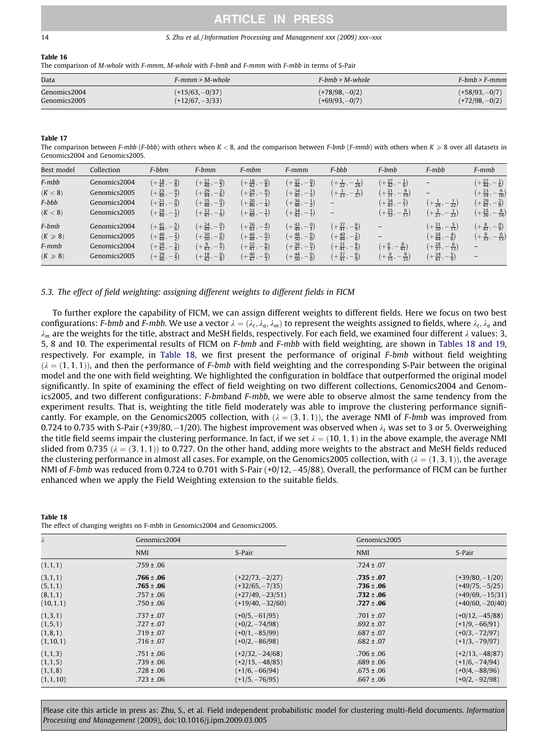**Table 16**
The comparison of *M-whole* with *F-mmm*, *M-whole* with *F-bmb* and *F-mmm* with *F-mbb* in terms of S-Pair

| Data | *F-mmm* > *M-whole* | *F-bmb* > *M-whole* | *F-bmb* > *F-mmm* |
|---|---|---|---|
| Genomics2004 | (+15/63, −0/37) | (+78/98, −0/2) | (+58/93, −0/7) |
| Genomics2005 | (+12/67, −3/33) | (+69/93, −0/7) | (+72/98, −0/2) |

**Table 17**
The comparison between *F-mbb* (*F-bbb*) with others when $K < 8$, and the comparison between *F-bmb* (*F-mmb*) with others when $K \geqslant 8$ over all datasets in Genomics2004 and Genomics2005.

| Best model | Collection | *F-bbm* | *F-bmm* | *F-mbm* | *F-mmm* | *F-bbb* | *F-bmb* | *F-mbb* | *F-mmb* |
|---|---|---|---|---|---|---|---|---|---|
| *F-mbb* | Genomics2004 | $(+\frac{18}{41}, -\frac{0}{9})$ | $(+\frac{37}{48}, -\frac{0}{2})$ | $(+\frac{18}{42}, -\frac{0}{8})$ | $(+\frac{37}{46}, -\frac{0}{4})$ | $(+\frac{1}{22}, -\frac{1}{28})$ | $(+\frac{27}{42}, -\frac{1}{8})$ | – | $(+\frac{27}{44}, -\frac{1}{6})$ |
| ($K < 8$) | Genomics2005 | $(+\frac{25}{48}, -\frac{0}{2})$ | $(+\frac{29}{44}, -\frac{2}{6})$ | $(+\frac{29}{47}, -\frac{0}{3})$ | $(+\frac{34}{45}, -\frac{1}{5})$ | $(+\frac{1}{23}, -\frac{2}{27})$ | $(+\frac{21}{31}, -\frac{9}{19})$ | – | $(+\frac{23}{34}, -\frac{9}{16})$ |
| *F-bbb* | Genomics2004 | $(+\frac{21}{41}, -\frac{0}{9})$ | $(+\frac{35}{48}, -\frac{0}{2})$ | $(+\frac{20}{46}, -\frac{0}{4})$ | $(+\frac{36}{48}, -\frac{1}{2})$ | – | $(+\frac{34}{43}, -\frac{2}{7})$ | $(+\frac{1}{28}, -\frac{1}{22})$ | $(+\frac{29}{41}, -\frac{2}{9})$ |
| ($K < 8$) | Genomics2005 | $(+\frac{28}{48}, -\frac{1}{2})$ | $(+\frac{33}{41}, -\frac{1}{9})$ | $(+\frac{32}{49}, -\frac{1}{1})$ | $(+\frac{34}{43}, -\frac{1}{7})$ | – | $(+\frac{25}{33}, -\frac{9}{17})$ | $(+\frac{2}{27}, -\frac{1}{23})$ | $(+\frac{25}{36}, -\frac{8}{14})$ |
| *F-bmb* | Genomics2004 | $(+\frac{41}{44}, -\frac{5}{6})$ | $(+\frac{24}{49}, -\frac{0}{1})$ | $(+\frac{36}{43}, -\frac{4}{7})$ | $(+\frac{43}{49}, -\frac{0}{1})$ | $(+\frac{37}{41}, -\frac{6}{9})$ | – | $(+\frac{31}{39}, -\frac{5}{11})$ | $(+\frac{8}{41}, -\frac{0}{9})$ |
| ($K \geqslant 8$) | Genomics2005 | $(+\frac{46}{48}, -\frac{2}{2})$ | $(+\frac{30}{50}, -\frac{0}{0})$ | $(+\frac{46}{48}, -\frac{0}{2})$ | $(+\frac{48}{50}, -\frac{0}{0})$ | $(+\frac{40}{44}, -\frac{4}{6})$ | – | $(+\frac{38}{44}, -\frac{4}{6})$ | $(+\frac{9}{35}, -\frac{0}{15})$ |
| *F-mmb* | Genomics2004 | $(+\frac{38}{42}, -\frac{5}{8})$ | $(+\frac{9}{43}, -\frac{0}{7})$ | $(+\frac{32}{41}, -\frac{6}{9})$ | $(+\frac{36}{43}, -\frac{0}{7})$ | $(+\frac{31}{41}, -\frac{8}{9})$ | $(+\frac{0}{9}, -\frac{8}{41})$ | $(+\frac{28}{37}, -\frac{6}{13})$ | – |
| ($K \geqslant 8$) | Genomics2005 | $(+\frac{39}{46}, -\frac{2}{7})$ | $(+\frac{18}{42}, -\frac{0}{8})$ | $(+\frac{40}{47}, -\frac{0}{3})$ | $(+\frac{44}{50}, -\frac{0}{0})$ | $(+\frac{37}{41}, -\frac{6}{9})$ | $(+\frac{0}{15}, -\frac{9}{35})$ | $(+\frac{34}{41}, -\frac{5}{9})$ | – |

### 5.3. The effect of field weighting: assigning different weights to different fields in FICM

To further explore the capability of FICM, we can assign different weights to different fields. Here we focus on two best configurations: *F-bmb* and *F-mbb*. We use a vector $\lambda = (\lambda_t, \lambda_a, \lambda_m)$ to represent the weights assigned to fields, where $\lambda_t$, $\lambda_a$ and $\lambda_m$ are the weights for the title, abstract and MeSH fields, respectively. For each field, we examined four different $\lambda$ values: 3, 5, 8 and 10. The experimental results of FICM on *F-bmb* and *F-mbb* with field weighting, are shown in Tables 18 and 19, respectively. For example, in Table 18, we first present the performance of original *F-bmb* without field weighting ($\lambda = (1,1,1)$), and then the performance of *F-bmb* with field weighting and the corresponding S-Pair between the original model and the one with field weighting. We highlighted the configuration in boldface that outperformed the original model significantly. In spite of examining the effect of field weighting on two different collections, Genomics2004 and Genomics2005, and two different configurations: *F-bmb*and *F-mbb*, we were able to observe almost the same tendency from the experiment results. That is, weighting the title field moderately was able to improve the clustering performance significantly. For example, on the Genomics2005 collection, with ($\lambda = (3,1,1)$), the average NMI of *F-bmb* was improved from 0.724 to 0.735 with S-Pair (+39/80, −1/20). The highest improvement was observed when $\lambda_t$ was set to 3 or 5. Overweighting the title field seems impair the clustering performance. In fact, if we set $\lambda = (10,1,1)$ in the above example, the average NMI slided from 0.735 ($\lambda = (3,1,1)$) to 0.727. On the other hand, adding more weights to the abstract and MeSH fields reduced the clustering performance in almost all cases. For example, on the Genomics2005 collection, with ($\lambda = (1,3,1)$), the average NMI of *F-bmb* was reduced from 0.724 to 0.701 with S-Pair (+0/12, −45/88). Overall, the performance of FICM can be further enhanced when we apply the Field Weighting extension to the suitable fields.

**Table 18**
The effect of changing weights on F-mbb in Genomics2004 and Genomics2005.

| $\lambda$ | Genomics2004 | | Genomics2005 | |
|---|---|---|---|---|
| | NMI | S-Pair | NMI | S-Pair |
| (1,1,1) | .759 ± .06 | | .724 ± .07 | |
| (3,1,1) | **.766 ± .06** | (+22/73, −2/27) | **.735 ± .07** | (+39/80, −1/20) |
| (5,1,1) | **.765 ± .06** | (+32/65, −7/35) | **.736 ± .06** | (+49/75, −5/25) |
| (8,1,1) | .757 ± .06 | (+27/49, −23/51) | **.732 ± .06** | (+49/69, −15/31) |
| (10,1,1) | .750 ± .06 | (+19/40, −32/60) | **.727 ± .06** | (+40/60, −20/40) |
| (1,3,1) | .737 ± .07 | (+0/5, −61/95) | .701 ± .07 | (+0/12, −45/88) |
| (1,5,1) | .727 ± .07 | (+0/2, −74/98) | .692 ± .07 | (+1/9, −66/91) |
| (1,8,1) | .719 ± .07 | (+0/1, −85/99) | .687 ± .07 | (+0/3, −72/97) |
| (1,10,1) | .716 ± .07 | (+0/2, −86/98) | .682 ± .07 | (+1/3, −79/97) |
| (1,1,3) | .751 ± .06 | (+2/32, −24/68) | .706 ± .06 | (+2/13, −48/87) |
| (1,1,5) | .739 ± .06 | (+2/15, −48/85) | .689 ± .06 | (+1/6, −74/94) |
| (1,1,8) | .728 ± .06 | (+1/6, −66/94) | .675 ± .06 | (+0/4, −88/96) |
| (1,1,10) | .723 ± .06 | (+1/5, −76/95) | .667 ± .06 | (+0/2, −92/98) |

Please cite this article in press as: Zhu, S., et al. Field independent probabilistic model for clustering multi-field documents. *Information Processing and Management* (2009), doi:10.1016/j.ipm.2009.03.005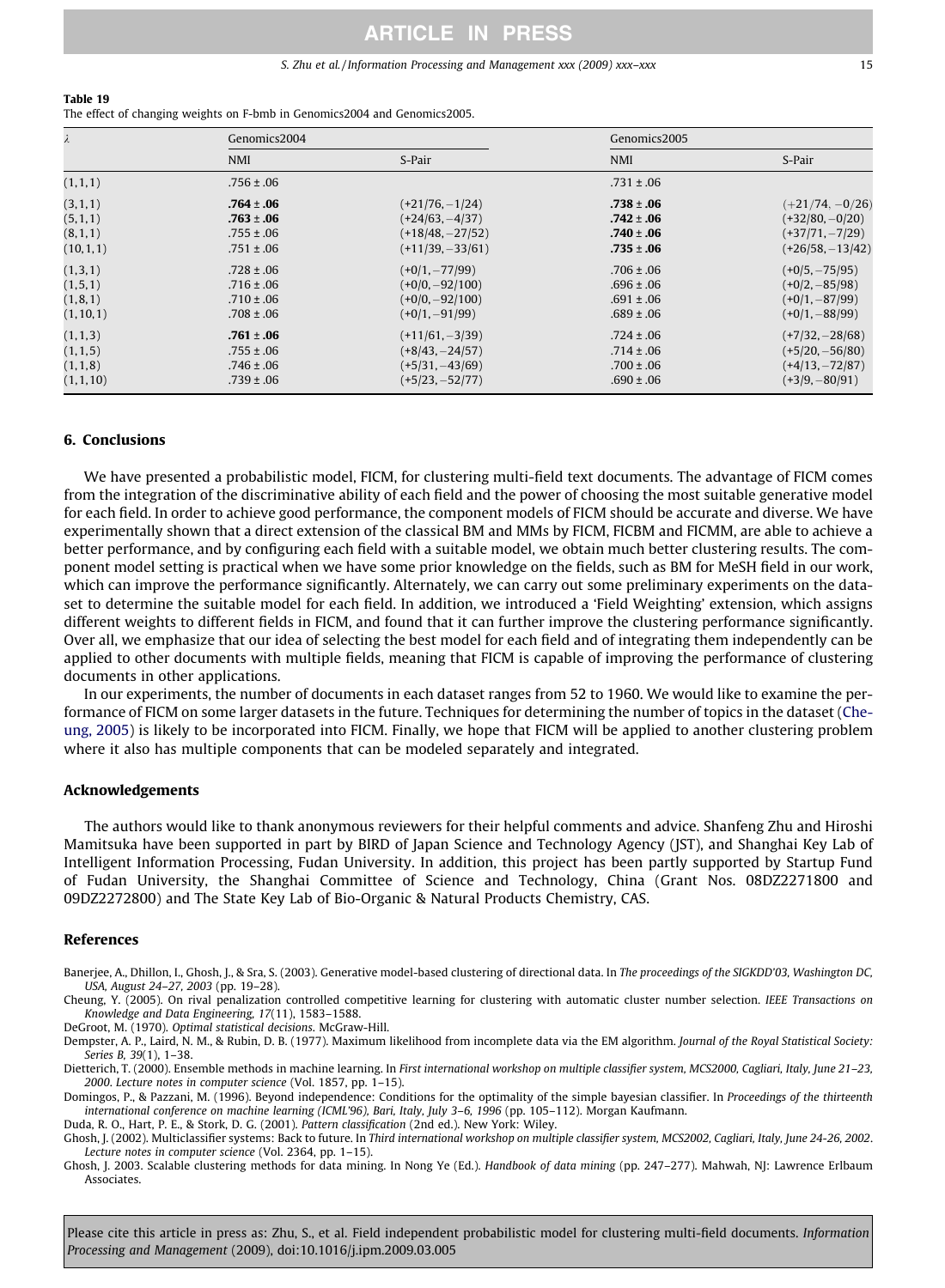**Table 19**
The effect of changing weights on F-bmb in Genomics2004 and Genomics2005.

| $\lambda$ | Genomics2004 | | Genomics2005 | |
|---|---|---|---|---|
| | NMI | S-Pair | NMI | S-Pair |
| (1,1,1) | .756 ± .06 | | .731 ± .06 | |
| (3,1,1) | **.764 ± .06** | (+21/76, −1/24) | **.738 ± .06** | (+21/74, −0/26) |
| (5,1,1) | **.763 ± .06** | (+24/63, −4/37) | **.742 ± .06** | (+32/80, −0/20) |
| (8,1,1) | .755 ± .06 | (+18/48, −27/52) | **.740 ± .06** | (+37/71, −7/29) |
| (10,1,1) | .751 ± .06 | (+11/39, −33/61) | **.735 ± .06** | (+26/58, −13/42) |
| (1,3,1) | .728 ± .06 | (+0/1, −77/99) | .706 ± .06 | (+0/5, −75/95) |
| (1,5,1) | .716 ± .06 | (+0/0, −92/100) | .696 ± .06 | (+0/2, −85/98) |
| (1,8,1) | .710 ± .06 | (+0/0, −92/100) | .691 ± .06 | (+0/1, −87/99) |
| (1,10,1) | .708 ± .06 | (+0/1, −91/99) | .689 ± .06 | (+0/1, −88/99) |
| (1,1,3) | **.761 ± .06** | (+11/61, −3/39) | .724 ± .06 | (+7/32, −28/68) |
| (1,1,5) | .755 ± .06 | (+8/43, −24/57) | .714 ± .06 | (+5/20, −56/80) |
| (1,1,8) | .746 ± .06 | (+5/31, −43/69) | .700 ± .06 | (+4/13, −72/87) |
| (1,1,10) | .739 ± .06 | (+5/23, −52/77) | .690 ± .06 | (+3/9, −80/91) |

## 6. Conclusions

We have presented a probabilistic model, FICM, for clustering multi-field text documents. The advantage of FICM comes from the integration of the discriminative ability of each field and the power of choosing the most suitable generative model for each field. In order to achieve good performance, the component models of FICM should be accurate and diverse. We have experimentally shown that a direct extension of the classical BM and MMs by FICM, FICBM and FICMM, are able to achieve a better performance, and by configuring each field with a suitable model, we obtain much better clustering results. The component model setting is practical when we have some prior knowledge on the fields, such as BM for MeSH field in our work, which can improve the performance significantly. Alternately, we can carry out some preliminary experiments on the dataset to determine the suitable model for each field. In addition, we introduced a 'Field Weighting' extension, which assigns different weights to different fields in FICM, and found that it can further improve the clustering performance significantly. Over all, we emphasize that our idea of selecting the best model for each field and of integrating them independently can be applied to other documents with multiple fields, meaning that FICM is capable of improving the performance of clustering documents in other applications.

In our experiments, the number of documents in each dataset ranges from 52 to 1960. We would like to examine the performance of FICM on some larger datasets in the future. Techniques for determining the number of topics in the dataset (Cheung, 2005) is likely to be incorporated into FICM. Finally, we hope that FICM will be applied to another clustering problem where it also has multiple components that can be modeled separately and integrated.

## Acknowledgements

The authors would like to thank anonymous reviewers for their helpful comments and advice. Shanfeng Zhu and Hiroshi Mamitsuka have been supported in part by BIRD of Japan Science and Technology Agency (JST), and Shanghai Key Lab of Intelligent Information Processing, Fudan University. In addition, this project has been partly supported by Startup Fund of Fudan University, the Shanghai Committee of Science and Technology, China (Grant Nos. 08DZ2271800 and 09DZ2272800) and The State Key Lab of Bio-Organic & Natural Products Chemistry, CAS.

## References

Banerjee, A., Dhillon, I., Ghosh, J., & Sra, S. (2003). Generative model-based clustering of directional data. In *The proceedings of the SIGKDD'03, Washington DC, USA, August 24–27, 2003* (pp. 19–28).

Cheung, Y. (2005). On rival penalization controlled competitive learning for clustering with automatic cluster number selection. *IEEE Transactions on Knowledge and Data Engineering, 17*(11), 1583–1588.

DeGroot, M. (1970). *Optimal statistical decisions*. McGraw-Hill.

Dempster, A. P., Laird, N. M., & Rubin, D. B. (1977). Maximum likelihood from incomplete data via the EM algorithm. *Journal of the Royal Statistical Society: Series B, 39*(1), 1–38.

Dietterich, T. (2000). Ensemble methods in machine learning. In *First international workshop on multiple classifier system, MCS2000, Cagliari, Italy, June 21–23, 2000. Lecture notes in computer science* (Vol. 1857, pp. 1–15).

Domingos, P., & Pazzani, M. (1996). Beyond independence: Conditions for the optimality of the simple bayesian classifier. In *Proceedings of the thirteenth international conference on machine learning (ICML'96), Bari, Italy, July 3–6, 1996* (pp. 105–112). Morgan Kaufmann.

Duda, R. O., Hart, P. E., & Stork, D. G. (2001). *Pattern classification* (2nd ed.). New York: Wiley.

Ghosh, J. (2002). Multiclassifier systems: Back to future. In *Third international workshop on multiple classifier system, MCS2002, Cagliari, Italy, June 24-26, 2002. Lecture notes in computer science* (Vol. 2364, pp. 1–15).

Ghosh, J. 2003. Scalable clustering methods for data mining. In Nong Ye (Ed.). *Handbook of data mining* (pp. 247–277). Mahwah, NJ: Lawrence Erlbaum Associates.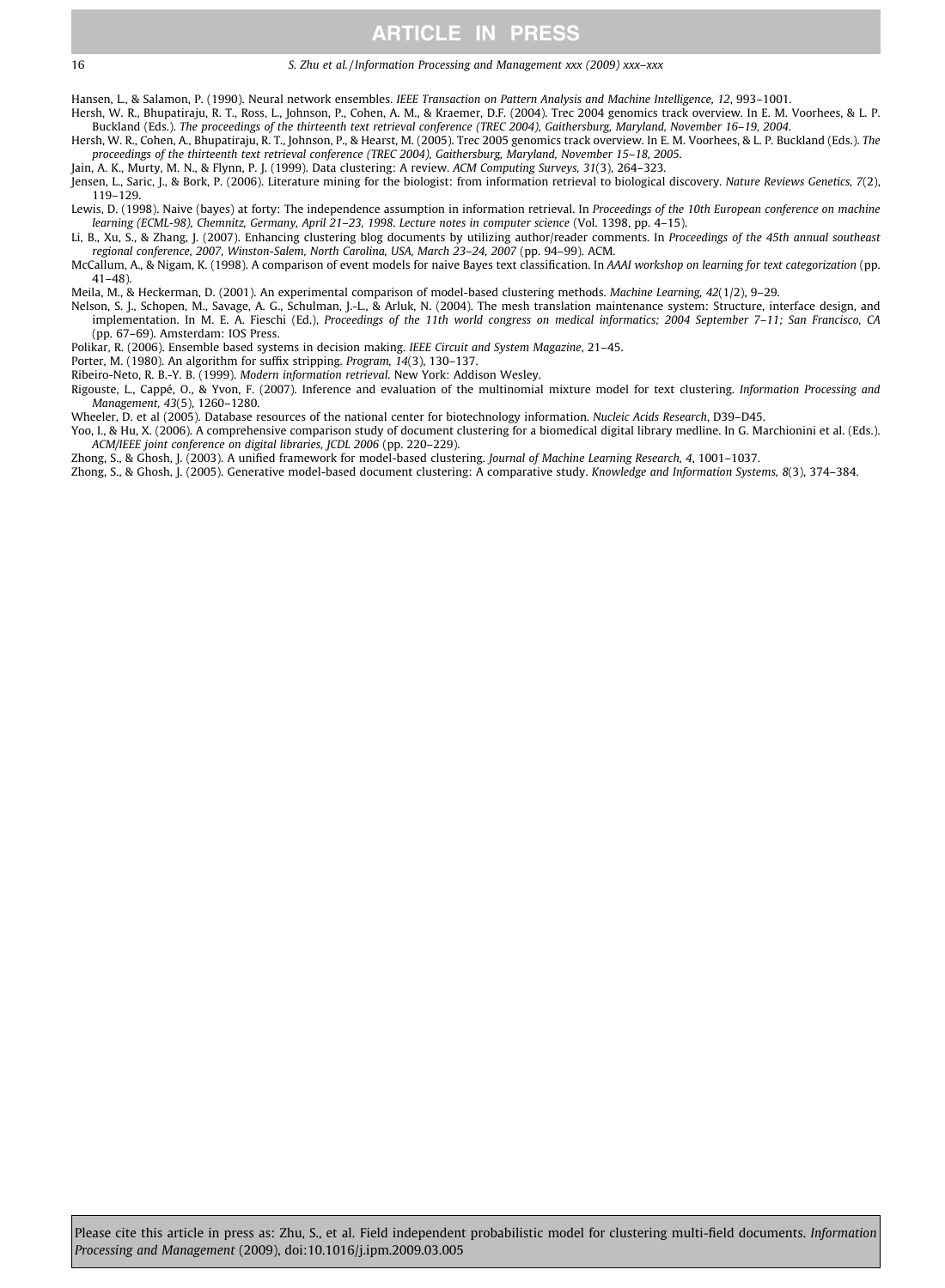Hansen, L., & Salamon, P. (1990). Neural network ensembles. *IEEE Transaction on Pattern Analysis and Machine Intelligence, 12*, 993–1001.

Hersh, W. R., Bhupatiraju, R. T., Ross, L., Johnson, P., Cohen, A. M., & Kraemer, D.F. (2004). Trec 2004 genomics track overview. In E. M. Voorhees, & L. P. Buckland (Eds.). *The proceedings of the thirteenth text retrieval conference (TREC 2004), Gaithersburg, Maryland, November 16–19, 2004*.

Hersh, W. R., Cohen, A., Bhupatiraju, R. T., Johnson, P., & Hearst, M. (2005). Trec 2005 genomics track overview. In E. M. Voorhees, & L. P. Buckland (Eds.). *The proceedings of the thirteenth text retrieval conference (TREC 2004), Gaithersburg, Maryland, November 15–18, 2005*.

Jain, A. K., Murty, M. N., & Flynn, P. J. (1999). Data clustering: A review. *ACM Computing Surveys, 31*(3), 264–323.

Jensen, L., Saric, J., & Bork, P. (2006). Literature mining for the biologist: from information retrieval to biological discovery. *Nature Reviews Genetics, 7*(2), 119–129.

Lewis, D. (1998). Naive (bayes) at forty: The independence assumption in information retrieval. In *Proceedings of the 10th European conference on machine learning (ECML-98), Chemnitz, Germany, April 21–23, 1998*. *Lecture notes in computer science* (Vol. 1398, pp. 4–15).

Li, B., Xu, S., & Zhang, J. (2007). Enhancing clustering blog documents by utilizing author/reader comments. In *Proceedings of the 45th annual southeast regional conference, 2007, Winston-Salem, North Carolina, USA, March 23–24, 2007* (pp. 94–99). ACM.

McCallum, A., & Nigam, K. (1998). A comparison of event models for naive Bayes text classification. In *AAAI workshop on learning for text categorization* (pp. 41–48).

Meila, M., & Heckerman, D. (2001). An experimental comparison of model-based clustering methods. *Machine Learning, 42*(1/2), 9–29.

Nelson, S. J., Schopen, M., Savage, A. G., Schulman, J.-L., & Arluk, N. (2004). The mesh translation maintenance system: Structure, interface design, and implementation. In M. E. A. Fieschi (Ed.), *Proceedings of the 11th world congress on medical informatics; 2004 September 7–11; San Francisco, CA* (pp. 67–69). Amsterdam: IOS Press.

Polikar, R. (2006). Ensemble based systems in decision making. *IEEE Circuit and System Magazine*, 21–45.

Porter, M. (1980). An algorithm for suffix stripping. *Program, 14*(3), 130–137.

Ribeiro-Neto, R. B.-Y. B. (1999). *Modern information retrieval*. New York: Addison Wesley.

Rigouste, L., Cappé, O., & Yvon, F. (2007). Inference and evaluation of the multinomial mixture model for text clustering. *Information Processing and Management, 43*(5), 1260–1280.

Wheeler, D. et al (2005). Database resources of the national center for biotechnology information. *Nucleic Acids Research*, D39–D45.

Yoo, I., & Hu, X. (2006). A comprehensive comparison study of document clustering for a biomedical digital library medline. In G. Marchionini et al. (Eds.). *ACM/IEEE joint conference on digital libraries, JCDL 2006* (pp. 220–229).

Zhong, S., & Ghosh, J. (2003). A unified framework for model-based clustering. *Journal of Machine Learning Research, 4*, 1001–1037.

Zhong, S., & Ghosh, J. (2005). Generative model-based document clustering: A comparative study. *Knowledge and Information Systems, 8*(3), 374–384.